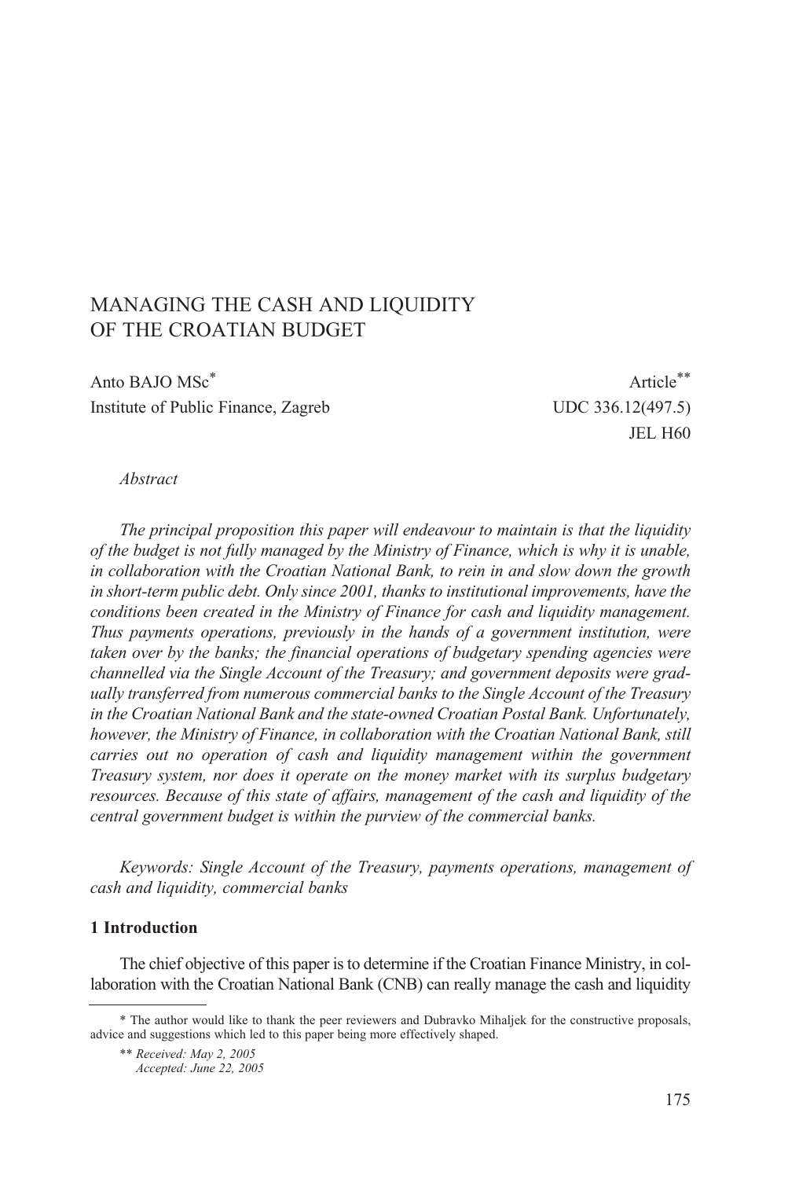# MANAGING THE CASH AND LIQUIDITY OF THE CROATIAN BUDGET

Anto BAJO MSc[*]
Institute of Public Finance, Zagreb

Article[**]
UDC 336.12(497.5)
JEL H60

*Abstract*

*The principal proposition this paper will endeavour to maintain is that the liquidity of the budget is not fully managed by the Ministry of Finance, which is why it is unable, in collaboration with the Croatian National Bank, to rein in and slow down the growth in short-term public debt. Only since 2001, thanks to institutional improvements, have the conditions been created in the Ministry of Finance for cash and liquidity management. Thus payments operations, previously in the hands of a government institution, were taken over by the banks; the financial operations of budgetary spending agencies were channelled via the Single Account of the Treasury; and government deposits were gradually transferred from numerous commercial banks to the Single Account of the Treasury in the Croatian National Bank and the state-owned Croatian Postal Bank. Unfortunately, however, the Ministry of Finance, in collaboration with the Croatian National Bank, still carries out no operation of cash and liquidity management within the government Treasury system, nor does it operate on the money market with its surplus budgetary resources. Because of this state of affairs, management of the cash and liquidity of the central government budget is within the purview of the commercial banks.*

*Keywords: Single Account of the Treasury, payments operations, management of cash and liquidity, commercial banks*

## 1 Introduction

The chief objective of this paper is to determine if the Croatian Finance Ministry, in collaboration with the Croatian National Bank (CNB) can really manage the cash and liquidity

---

[*] The author would like to thank the peer reviewers and Dubravko Mihaljek for the constructive proposals, advice and suggestions which led to this paper being more effectively shaped.

[**] *Received: May 2, 2005*
*Accepted: June 22, 2005*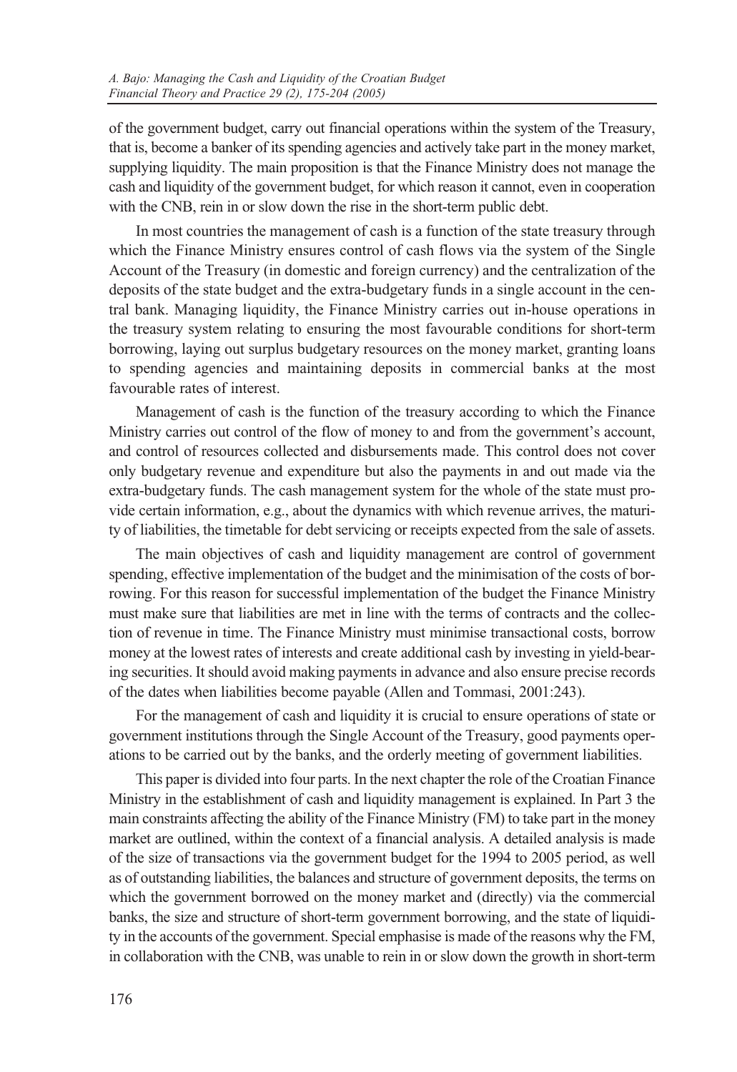of the government budget, carry out financial operations within the system of the Treasury, that is, become a banker of its spending agencies and actively take part in the money market, supplying liquidity. The main proposition is that the Finance Ministry does not manage the cash and liquidity of the government budget, for which reason it cannot, even in cooperation with the CNB, rein in or slow down the rise in the short-term public debt.

In most countries the management of cash is a function of the state treasury through which the Finance Ministry ensures control of cash flows via the system of the Single Account of the Treasury (in domestic and foreign currency) and the centralization of the deposits of the state budget and the extra-budgetary funds in a single account in the central bank. Managing liquidity, the Finance Ministry carries out in-house operations in the treasury system relating to ensuring the most favourable conditions for short-term borrowing, laying out surplus budgetary resources on the money market, granting loans to spending agencies and maintaining deposits in commercial banks at the most favourable rates of interest.

Management of cash is the function of the treasury according to which the Finance Ministry carries out control of the flow of money to and from the government's account, and control of resources collected and disbursements made. This control does not cover only budgetary revenue and expenditure but also the payments in and out made via the extra-budgetary funds. The cash management system for the whole of the state must provide certain information, e.g., about the dynamics with which revenue arrives, the maturity of liabilities, the timetable for debt servicing or receipts expected from the sale of assets.

The main objectives of cash and liquidity management are control of government spending, effective implementation of the budget and the minimisation of the costs of borrowing. For this reason for successful implementation of the budget the Finance Ministry must make sure that liabilities are met in line with the terms of contracts and the collection of revenue in time. The Finance Ministry must minimise transactional costs, borrow money at the lowest rates of interests and create additional cash by investing in yield-bearing securities. It should avoid making payments in advance and also ensure precise records of the dates when liabilities become payable (Allen and Tommasi, 2001:243).

For the management of cash and liquidity it is crucial to ensure operations of state or government institutions through the Single Account of the Treasury, good payments operations to be carried out by the banks, and the orderly meeting of government liabilities.

This paper is divided into four parts. In the next chapter the role of the Croatian Finance Ministry in the establishment of cash and liquidity management is explained. In Part 3 the main constraints affecting the ability of the Finance Ministry (FM) to take part in the money market are outlined, within the context of a financial analysis. A detailed analysis is made of the size of transactions via the government budget for the 1994 to 2005 period, as well as of outstanding liabilities, the balances and structure of government deposits, the terms on which the government borrowed on the money market and (directly) via the commercial banks, the size and structure of short-term government borrowing, and the state of liquidity in the accounts of the government. Special emphasise is made of the reasons why the FM, in collaboration with the CNB, was unable to rein in or slow down the growth in short-term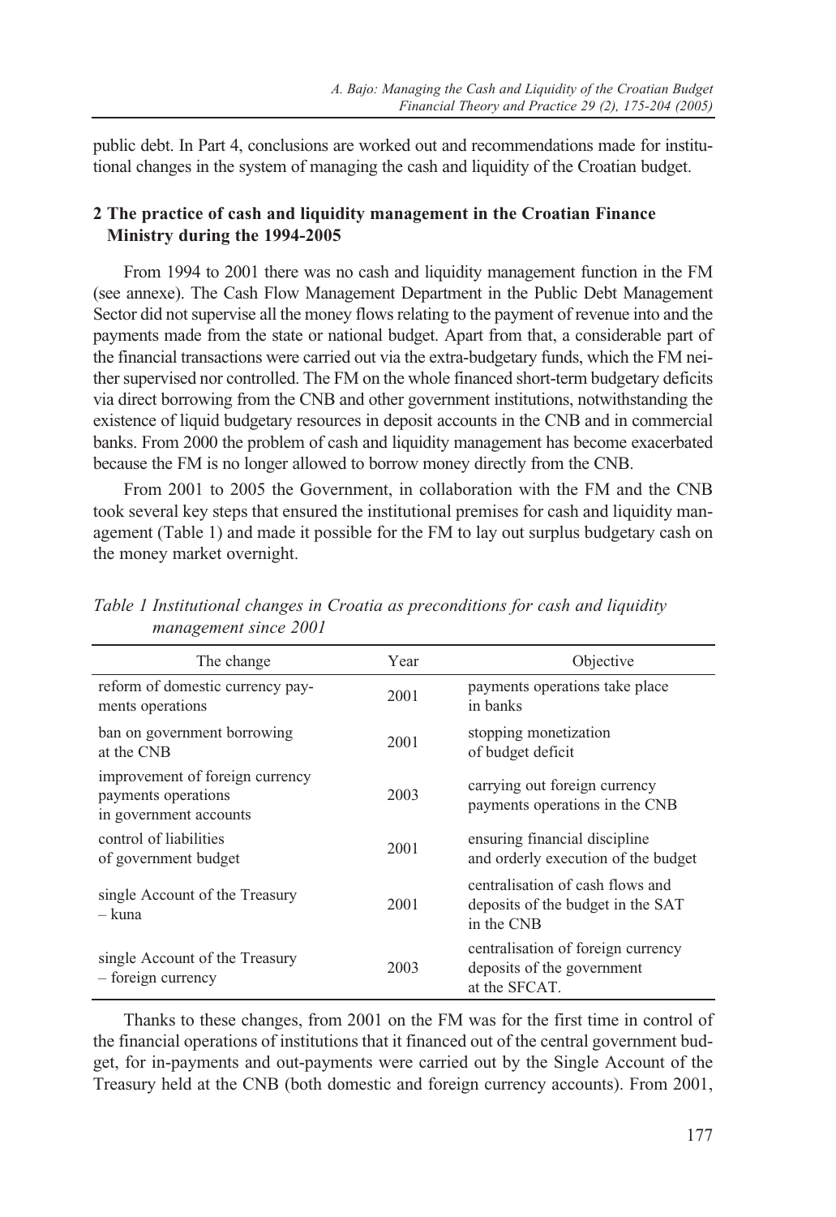public debt. In Part 4, conclusions are worked out and recommendations made for institutional changes in the system of managing the cash and liquidity of the Croatian budget.

## 2 The practice of cash and liquidity management in the Croatian Finance Ministry during the 1994-2005

From 1994 to 2001 there was no cash and liquidity management function in the FM (see annexe). The Cash Flow Management Department in the Public Debt Management Sector did not supervise all the money flows relating to the payment of revenue into and the payments made from the state or national budget. Apart from that, a considerable part of the financial transactions were carried out via the extra-budgetary funds, which the FM neither supervised nor controlled. The FM on the whole financed short-term budgetary deficits via direct borrowing from the CNB and other government institutions, notwithstanding the existence of liquid budgetary resources in deposit accounts in the CNB and in commercial banks. From 2000 the problem of cash and liquidity management has become exacerbated because the FM is no longer allowed to borrow money directly from the CNB.

From 2001 to 2005 the Government, in collaboration with the FM and the CNB took several key steps that ensured the institutional premises for cash and liquidity management (Table 1) and made it possible for the FM to lay out surplus budgetary cash on the money market overnight.

*Table 1 Institutional changes in Croatia as preconditions for cash and liquidity management since 2001*

| The change | Year | Objective |
|---|---|---|
| reform of domestic currency payments operations | 2001 | payments operations take place in banks |
| ban on government borrowing at the CNB | 2001 | stopping monetization of budget deficit |
| improvement of foreign currency payments operations in government accounts | 2003 | carrying out foreign currency payments operations in the CNB |
| control of liabilities of government budget | 2001 | ensuring financial discipline and orderly execution of the budget |
| single Account of the Treasury – kuna | 2001 | centralisation of cash flows and deposits of the budget in the SAT in the CNB |
| single Account of the Treasury – foreign currency | 2003 | centralisation of foreign currency deposits of the government at the SFCAT. |

Thanks to these changes, from 2001 on the FM was for the first time in control of the financial operations of institutions that it financed out of the central government budget, for in-payments and out-payments were carried out by the Single Account of the Treasury held at the CNB (both domestic and foreign currency accounts). From 2001,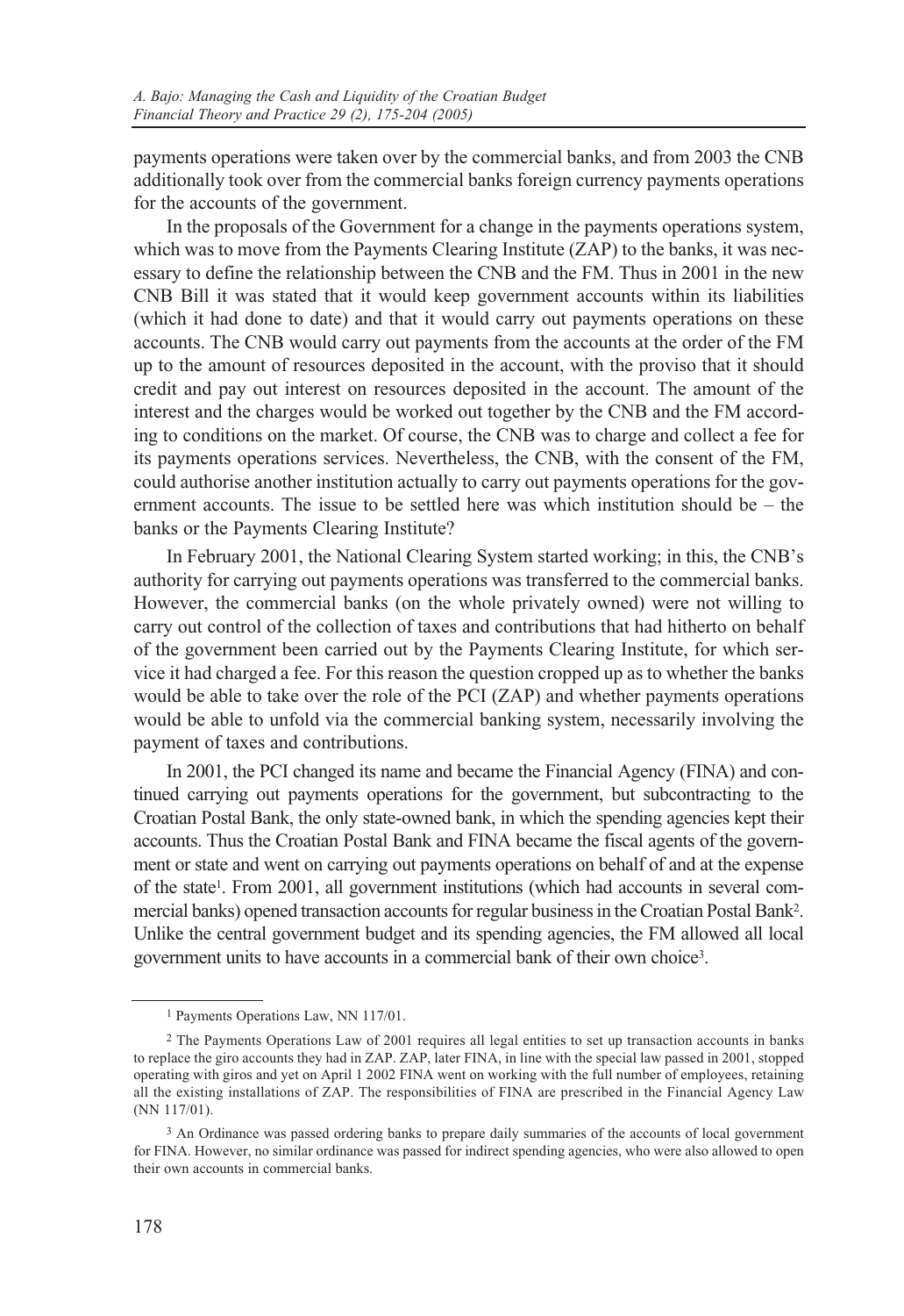payments operations were taken over by the commercial banks, and from 2003 the CNB additionally took over from the commercial banks foreign currency payments operations for the accounts of the government.

In the proposals of the Government for a change in the payments operations system, which was to move from the Payments Clearing Institute (ZAP) to the banks, it was necessary to define the relationship between the CNB and the FM. Thus in 2001 in the new CNB Bill it was stated that it would keep government accounts within its liabilities (which it had done to date) and that it would carry out payments operations on these accounts. The CNB would carry out payments from the accounts at the order of the FM up to the amount of resources deposited in the account, with the proviso that it should credit and pay out interest on resources deposited in the account. The amount of the interest and the charges would be worked out together by the CNB and the FM according to conditions on the market. Of course, the CNB was to charge and collect a fee for its payments operations services. Nevertheless, the CNB, with the consent of the FM, could authorise another institution actually to carry out payments operations for the government accounts. The issue to be settled here was which institution should be – the banks or the Payments Clearing Institute?

In February 2001, the National Clearing System started working; in this, the CNB's authority for carrying out payments operations was transferred to the commercial banks. However, the commercial banks (on the whole privately owned) were not willing to carry out control of the collection of taxes and contributions that had hitherto on behalf of the government been carried out by the Payments Clearing Institute, for which service it had charged a fee. For this reason the question cropped up as to whether the banks would be able to take over the role of the PCI (ZAP) and whether payments operations would be able to unfold via the commercial banking system, necessarily involving the payment of taxes and contributions.

In 2001, the PCI changed its name and became the Financial Agency (FINA) and continued carrying out payments operations for the government, but subcontracting to the Croatian Postal Bank, the only state-owned bank, in which the spending agencies kept their accounts. Thus the Croatian Postal Bank and FINA became the fiscal agents of the government or state and went on carrying out payments operations on behalf of and at the expense of the state[1]. From 2001, all government institutions (which had accounts in several commercial banks) opened transaction accounts for regular business in the Croatian Postal Bank[2]. Unlike the central government budget and its spending agencies, the FM allowed all local government units to have accounts in a commercial bank of their own choice[3].

---

[1] Payments Operations Law, NN 117/01.

[2] The Payments Operations Law of 2001 requires all legal entities to set up transaction accounts in banks to replace the giro accounts they had in ZAP. ZAP, later FINA, in line with the special law passed in 2001, stopped operating with giros and yet on April 1 2002 FINA went on working with the full number of employees, retaining all the existing installations of ZAP. The responsibilities of FINA are prescribed in the Financial Agency Law (NN 117/01).

[3] An Ordinance was passed ordering banks to prepare daily summaries of the accounts of local government for FINA. However, no similar ordinance was passed for indirect spending agencies, who were also allowed to open their own accounts in commercial banks.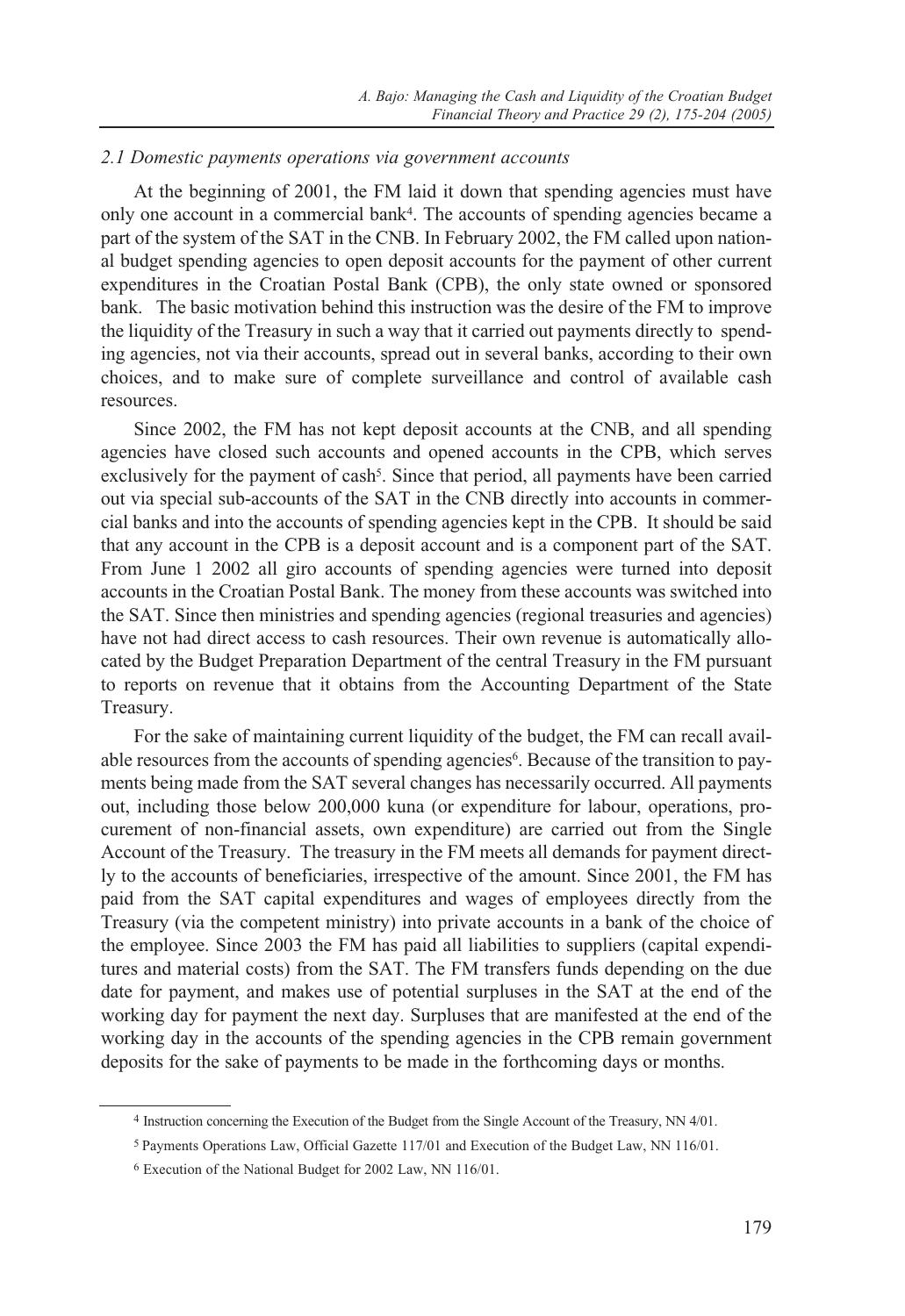### *2.1 Domestic payments operations via government accounts*

At the beginning of 2001, the FM laid it down that spending agencies must have only one account in a commercial bank[4]. The accounts of spending agencies became a part of the system of the SAT in the CNB. In February 2002, the FM called upon national budget spending agencies to open deposit accounts for the payment of other current expenditures in the Croatian Postal Bank (CPB), the only state owned or sponsored bank. The basic motivation behind this instruction was the desire of the FM to improve the liquidity of the Treasury in such a way that it carried out payments directly to spending agencies, not via their accounts, spread out in several banks, according to their own choices, and to make sure of complete surveillance and control of available cash resources.

Since 2002, the FM has not kept deposit accounts at the CNB, and all spending agencies have closed such accounts and opened accounts in the CPB, which serves exclusively for the payment of cash[5]. Since that period, all payments have been carried out via special sub-accounts of the SAT in the CNB directly into accounts in commercial banks and into the accounts of spending agencies kept in the CPB. It should be said that any account in the CPB is a deposit account and is a component part of the SAT. From June 1 2002 all giro accounts of spending agencies were turned into deposit accounts in the Croatian Postal Bank. The money from these accounts was switched into the SAT. Since then ministries and spending agencies (regional treasuries and agencies) have not had direct access to cash resources. Their own revenue is automatically allocated by the Budget Preparation Department of the central Treasury in the FM pursuant to reports on revenue that it obtains from the Accounting Department of the State Treasury.

For the sake of maintaining current liquidity of the budget, the FM can recall available resources from the accounts of spending agencies[6]. Because of the transition to payments being made from the SAT several changes has necessarily occurred. All payments out, including those below 200,000 kuna (or expenditure for labour, operations, procurement of non-financial assets, own expenditure) are carried out from the Single Account of the Treasury. The treasury in the FM meets all demands for payment directly to the accounts of beneficiaries, irrespective of the amount. Since 2001, the FM has paid from the SAT capital expenditures and wages of employees directly from the Treasury (via the competent ministry) into private accounts in a bank of the choice of the employee. Since 2003 the FM has paid all liabilities to suppliers (capital expenditures and material costs) from the SAT. The FM transfers funds depending on the due date for payment, and makes use of potential surpluses in the SAT at the end of the working day for payment the next day. Surpluses that are manifested at the end of the working day in the accounts of the spending agencies in the CPB remain government deposits for the sake of payments to be made in the forthcoming days or months.

---

[4] Instruction concerning the Execution of the Budget from the Single Account of the Treasury, NN 4/01.

[5] Payments Operations Law, Official Gazette 117/01 and Execution of the Budget Law, NN 116/01.

[6] Execution of the National Budget for 2002 Law, NN 116/01.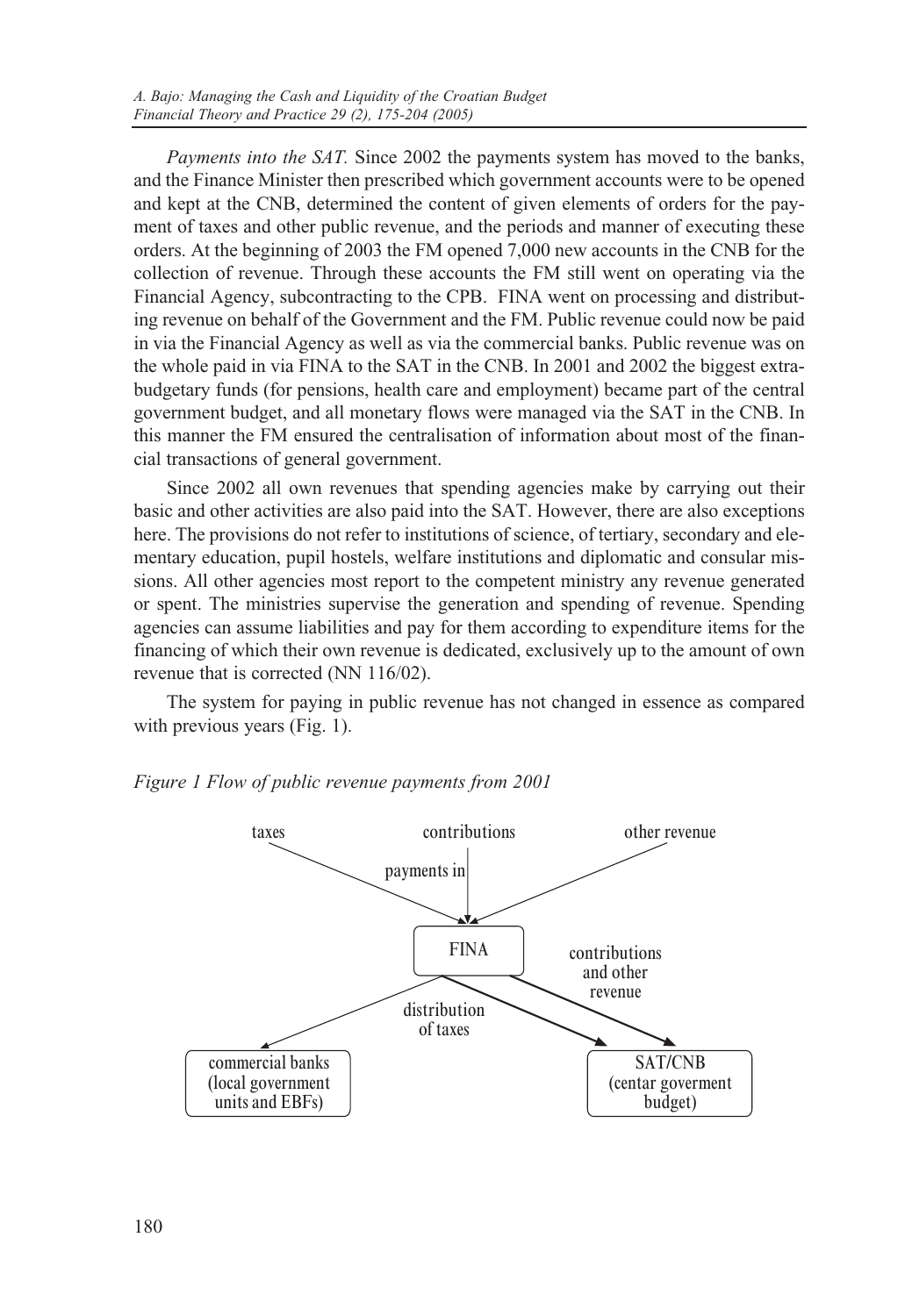*Payments into the SAT.* Since 2002 the payments system has moved to the banks, and the Finance Minister then prescribed which government accounts were to be opened and kept at the CNB, determined the content of given elements of orders for the payment of taxes and other public revenue, and the periods and manner of executing these orders. At the beginning of 2003 the FM opened 7,000 new accounts in the CNB for the collection of revenue. Through these accounts the FM still went on operating via the Financial Agency, subcontracting to the CPB. FINA went on processing and distributing revenue on behalf of the Government and the FM. Public revenue could now be paid in via the Financial Agency as well as via the commercial banks. Public revenue was on the whole paid in via FINA to the SAT in the CNB. In 2001 and 2002 the biggest extra-budgetary funds (for pensions, health care and employment) became part of the central government budget, and all monetary flows were managed via the SAT in the CNB. In this manner the FM ensured the centralisation of information about most of the financial transactions of general government.

Since 2002 all own revenues that spending agencies make by carrying out their basic and other activities are also paid into the SAT. However, there are also exceptions here. The provisions do not refer to institutions of science, of tertiary, secondary and elementary education, pupil hostels, welfare institutions and diplomatic and consular missions. All other agencies most report to the competent ministry any revenue generated or spent. The ministries supervise the generation and spending of revenue. Spending agencies can assume liabilities and pay for them according to expenditure items for the financing of which their own revenue is dedicated, exclusively up to the amount of own revenue that is corrected (NN 116/02).

The system for paying in public revenue has not changed in essence as compared with previous years (Fig. 1).

*Figure 1 Flow of public revenue payments from 2001*

taxes — contributions — other revenue

payments in

FINA

distribution of taxes

contributions and other revenue

commercial banks (local government units and EBFs)

SAT/CNB (centar goverment budget)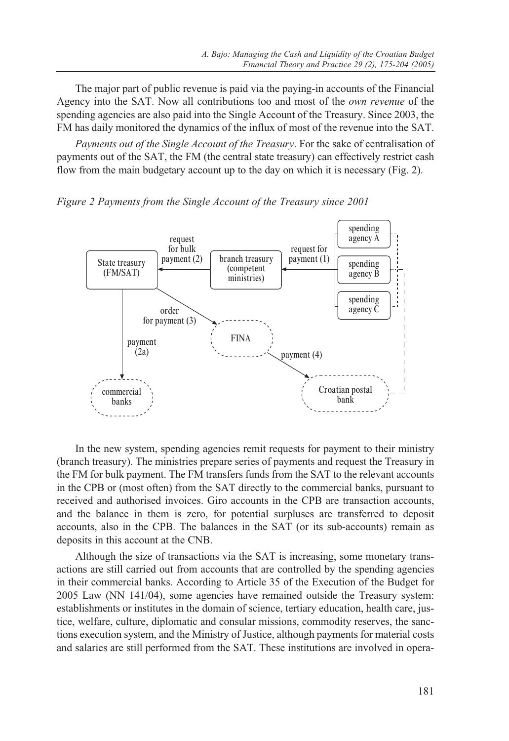The major part of public revenue is paid via the paying-in accounts of the Financial Agency into the SAT. Now all contributions too and most of the *own revenue* of the spending agencies are also paid into the Single Account of the Treasury. Since 2003, the FM has daily monitored the dynamics of the influx of most of the revenue into the SAT.

*Payments out of the Single Account of the Treasury*. For the sake of centralisation of payments out of the SAT, the FM (the central state treasury) can effectively restrict cash flow from the main budgetary account up to the day on which it is necessary (Fig. 2).

*Figure 2 Payments from the Single Account of the Treasury since 2001*

In the new system, spending agencies remit requests for payment to their ministry (branch treasury). The ministries prepare series of payments and request the Treasury in the FM for bulk payment. The FM transfers funds from the SAT to the relevant accounts in the CPB or (most often) from the SAT directly to the commercial banks, pursuant to received and authorised invoices. Giro accounts in the CPB are transaction accounts, and the balance in them is zero, for potential surpluses are transferred to deposit accounts, also in the CPB. The balances in the SAT (or its sub-accounts) remain as deposits in this account at the CNB.

Although the size of transactions via the SAT is increasing, some monetary transactions are still carried out from accounts that are controlled by the spending agencies in their commercial banks. According to Article 35 of the Execution of the Budget for 2005 Law (NN 141/04), some agencies have remained outside the Treasury system: establishments or institutes in the domain of science, tertiary education, health care, justice, welfare, culture, diplomatic and consular missions, commodity reserves, the sanctions execution system, and the Ministry of Justice, although payments for material costs and salaries are still performed from the SAT. These institutions are involved in opera-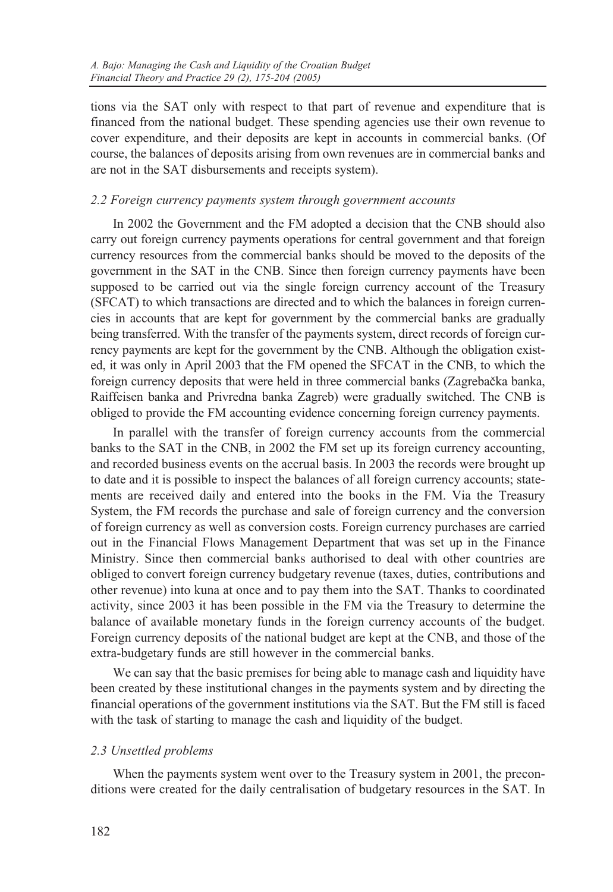tions via the SAT only with respect to that part of revenue and expenditure that is financed from the national budget. These spending agencies use their own revenue to cover expenditure, and their deposits are kept in accounts in commercial banks. (Of course, the balances of deposits arising from own revenues are in commercial banks and are not in the SAT disbursements and receipts system).

### *2.2 Foreign currency payments system through government accounts*

In 2002 the Government and the FM adopted a decision that the CNB should also carry out foreign currency payments operations for central government and that foreign currency resources from the commercial banks should be moved to the deposits of the government in the SAT in the CNB. Since then foreign currency payments have been supposed to be carried out via the single foreign currency account of the Treasury (SFCAT) to which transactions are directed and to which the balances in foreign currencies in accounts that are kept for government by the commercial banks are gradually being transferred. With the transfer of the payments system, direct records of foreign currency payments are kept for the government by the CNB. Although the obligation existed, it was only in April 2003 that the FM opened the SFCAT in the CNB, to which the foreign currency deposits that were held in three commercial banks (Zagrebačka banka, Raiffeisen banka and Privredna banka Zagreb) were gradually switched. The CNB is obliged to provide the FM accounting evidence concerning foreign currency payments.

In parallel with the transfer of foreign currency accounts from the commercial banks to the SAT in the CNB, in 2002 the FM set up its foreign currency accounting, and recorded business events on the accrual basis. In 2003 the records were brought up to date and it is possible to inspect the balances of all foreign currency accounts; statements are received daily and entered into the books in the FM. Via the Treasury System, the FM records the purchase and sale of foreign currency and the conversion of foreign currency as well as conversion costs. Foreign currency purchases are carried out in the Financial Flows Management Department that was set up in the Finance Ministry. Since then commercial banks authorised to deal with other countries are obliged to convert foreign currency budgetary revenue (taxes, duties, contributions and other revenue) into kuna at once and to pay them into the SAT. Thanks to coordinated activity, since 2003 it has been possible in the FM via the Treasury to determine the balance of available monetary funds in the foreign currency accounts of the budget. Foreign currency deposits of the national budget are kept at the CNB, and those of the extra-budgetary funds are still however in the commercial banks.

We can say that the basic premises for being able to manage cash and liquidity have been created by these institutional changes in the payments system and by directing the financial operations of the government institutions via the SAT. But the FM still is faced with the task of starting to manage the cash and liquidity of the budget.

### *2.3 Unsettled problems*

When the payments system went over to the Treasury system in 2001, the preconditions were created for the daily centralisation of budgetary resources in the SAT. In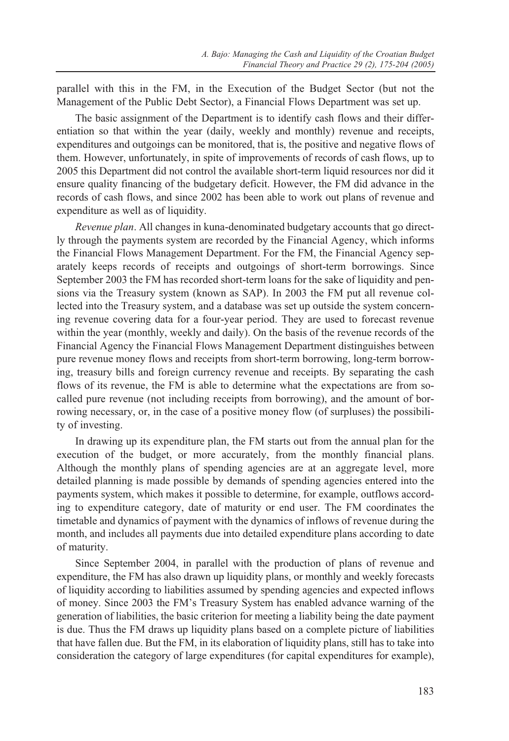parallel with this in the FM, in the Execution of the Budget Sector (but not the Management of the Public Debt Sector), a Financial Flows Department was set up.

The basic assignment of the Department is to identify cash flows and their differentiation so that within the year (daily, weekly and monthly) revenue and receipts, expenditures and outgoings can be monitored, that is, the positive and negative flows of them. However, unfortunately, in spite of improvements of records of cash flows, up to 2005 this Department did not control the available short-term liquid resources nor did it ensure quality financing of the budgetary deficit. However, the FM did advance in the records of cash flows, and since 2002 has been able to work out plans of revenue and expenditure as well as of liquidity.

*Revenue plan*. All changes in kuna-denominated budgetary accounts that go directly through the payments system are recorded by the Financial Agency, which informs the Financial Flows Management Department. For the FM, the Financial Agency separately keeps records of receipts and outgoings of short-term borrowings. Since September 2003 the FM has recorded short-term loans for the sake of liquidity and pensions via the Treasury system (known as SAP). In 2003 the FM put all revenue collected into the Treasury system, and a database was set up outside the system concerning revenue covering data for a four-year period. They are used to forecast revenue within the year (monthly, weekly and daily). On the basis of the revenue records of the Financial Agency the Financial Flows Management Department distinguishes between pure revenue money flows and receipts from short-term borrowing, long-term borrowing, treasury bills and foreign currency revenue and receipts. By separating the cash flows of its revenue, the FM is able to determine what the expectations are from so-called pure revenue (not including receipts from borrowing), and the amount of borrowing necessary, or, in the case of a positive money flow (of surpluses) the possibility of investing.

In drawing up its expenditure plan, the FM starts out from the annual plan for the execution of the budget, or more accurately, from the monthly financial plans. Although the monthly plans of spending agencies are at an aggregate level, more detailed planning is made possible by demands of spending agencies entered into the payments system, which makes it possible to determine, for example, outflows according to expenditure category, date of maturity or end user. The FM coordinates the timetable and dynamics of payment with the dynamics of inflows of revenue during the month, and includes all payments due into detailed expenditure plans according to date of maturity.

Since September 2004, in parallel with the production of plans of revenue and expenditure, the FM has also drawn up liquidity plans, or monthly and weekly forecasts of liquidity according to liabilities assumed by spending agencies and expected inflows of money. Since 2003 the FM's Treasury System has enabled advance warning of the generation of liabilities, the basic criterion for meeting a liability being the date payment is due. Thus the FM draws up liquidity plans based on a complete picture of liabilities that have fallen due. But the FM, in its elaboration of liquidity plans, still has to take into consideration the category of large expenditures (for capital expenditures for example),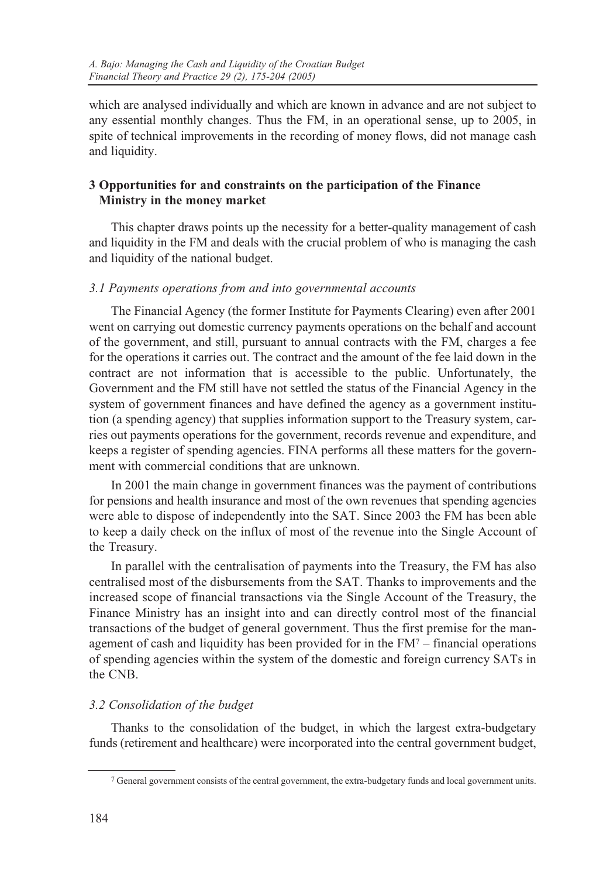which are analysed individually and which are known in advance and are not subject to any essential monthly changes. Thus the FM, in an operational sense, up to 2005, in spite of technical improvements in the recording of money flows, did not manage cash and liquidity.

## 3 Opportunities for and constraints on the participation of the Finance Ministry in the money market

This chapter draws points up the necessity for a better-quality management of cash and liquidity in the FM and deals with the crucial problem of who is managing the cash and liquidity of the national budget.

### *3.1 Payments operations from and into governmental accounts*

The Financial Agency (the former Institute for Payments Clearing) even after 2001 went on carrying out domestic currency payments operations on the behalf and account of the government, and still, pursuant to annual contracts with the FM, charges a fee for the operations it carries out. The contract and the amount of the fee laid down in the contract are not information that is accessible to the public. Unfortunately, the Government and the FM still have not settled the status of the Financial Agency in the system of government finances and have defined the agency as a government institution (a spending agency) that supplies information support to the Treasury system, carries out payments operations for the government, records revenue and expenditure, and keeps a register of spending agencies. FINA performs all these matters for the government with commercial conditions that are unknown.

In 2001 the main change in government finances was the payment of contributions for pensions and health insurance and most of the own revenues that spending agencies were able to dispose of independently into the SAT. Since 2003 the FM has been able to keep a daily check on the influx of most of the revenue into the Single Account of the Treasury.

In parallel with the centralisation of payments into the Treasury, the FM has also centralised most of the disbursements from the SAT. Thanks to improvements and the increased scope of financial transactions via the Single Account of the Treasury, the Finance Ministry has an insight into and can directly control most of the financial transactions of the budget of general government. Thus the first premise for the management of cash and liquidity has been provided for in the FM[7] – financial operations of spending agencies within the system of the domestic and foreign currency SATs in the CNB.

### *3.2 Consolidation of the budget*

Thanks to the consolidation of the budget, in which the largest extra-budgetary funds (retirement and healthcare) were incorporated into the central government budget,

[7] General government consists of the central government, the extra-budgetary funds and local government units.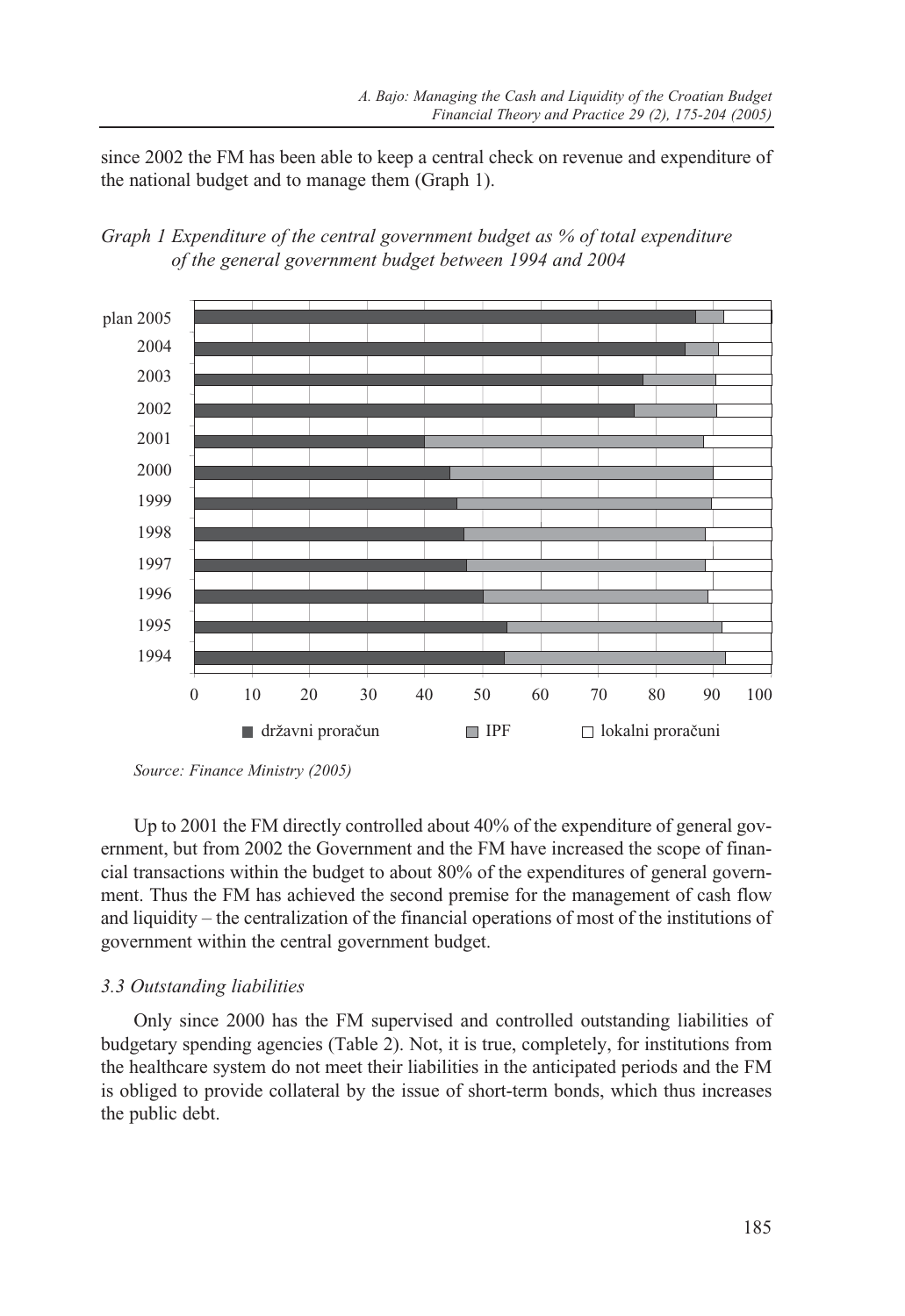since 2002 the FM has been able to keep a central check on revenue and expenditure of the national budget and to manage them (Graph 1).

*Graph 1 Expenditure of the central government budget as % of total expenditure of the general government budget between 1994 and 2004*

*Source: Finance Ministry (2005)*

Up to 2001 the FM directly controlled about 40% of the expenditure of general government, but from 2002 the Government and the FM have increased the scope of financial transactions within the budget to about 80% of the expenditures of general government. Thus the FM has achieved the second premise for the management of cash flow and liquidity – the centralization of the financial operations of most of the institutions of government within the central government budget.

### *3.3 Outstanding liabilities*

Only since 2000 has the FM supervised and controlled outstanding liabilities of budgetary spending agencies (Table 2). Not, it is true, completely, for institutions from the healthcare system do not meet their liabilities in the anticipated periods and the FM is obliged to provide collateral by the issue of short-term bonds, which thus increases the public debt.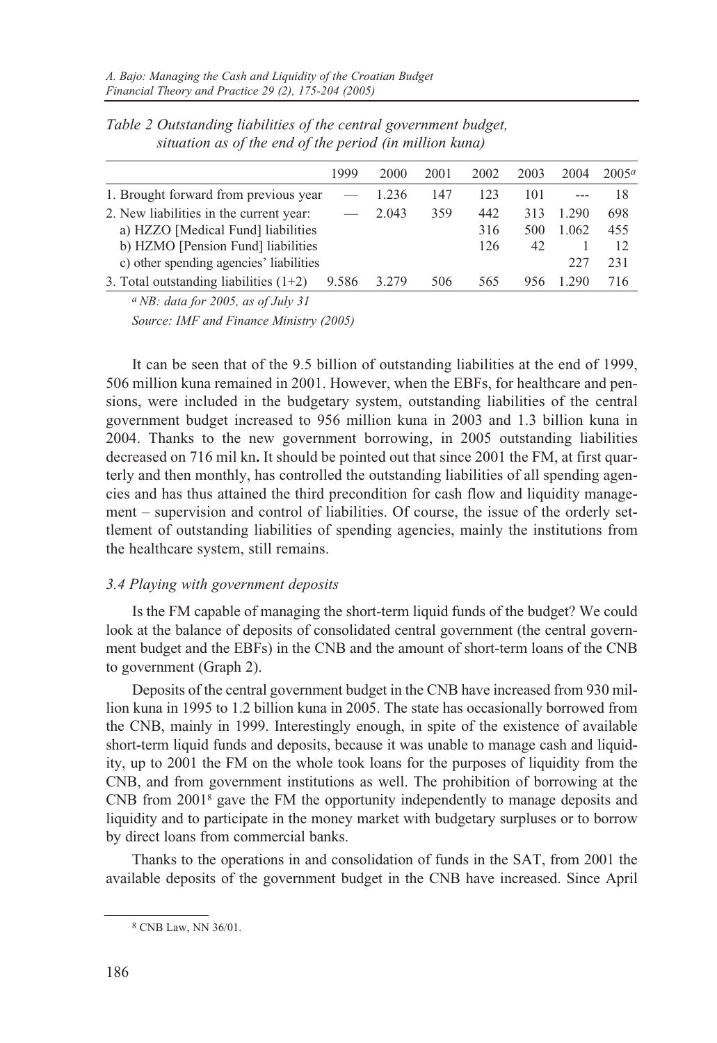*Table 2 Outstanding liabilities of the central government budget, situation as of the end of the period (in million kuna)*

| | 1999 | 2000 | 2001 | 2002 | 2003 | 2004 | 2005[a] |
|---|---|---|---|---|---|---|---|
| 1. Brought forward from previous year | — | 1.236 | 147 | 123 | 101 | --- | 18 |
| 2. New liabilities in the current year: | — | 2.043 | 359 | 442 | 313 | 1.290 | 698 |
| a) HZZO [Medical Fund] liabilities | | | | 316 | 500 | 1.062 | 455 |
| b) HZMO [Pension Fund] liabilities | | | | 126 | 42 | 1 | 12 |
| c) other spending agencies' liabilities | | | | | | 227 | 231 |
| 3. Total outstanding liabilities (1+2) | 9.586 | 3.279 | 506 | 565 | 956 | 1.290 | 716 |

[a] *NB: data for 2005, as of July 31*

*Source: IMF and Finance Ministry (2005)*

It can be seen that of the 9.5 billion of outstanding liabilities at the end of 1999, 506 million kuna remained in 2001. However, when the EBFs, for healthcare and pensions, were included in the budgetary system, outstanding liabilities of the central government budget increased to 956 million kuna in 2003 and 1.3 billion kuna in 2004. Thanks to the new government borrowing, in 2005 outstanding liabilities decreased on 716 mil kn**.** It should be pointed out that since 2001 the FM, at first quarterly and then monthly, has controlled the outstanding liabilities of all spending agencies and has thus attained the third precondition for cash flow and liquidity management – supervision and control of liabilities. Of course, the issue of the orderly settlement of outstanding liabilities of spending agencies, mainly the institutions from the healthcare system, still remains.

### *3.4 Playing with government deposits*

Is the FM capable of managing the short-term liquid funds of the budget? We could look at the balance of deposits of consolidated central government (the central government budget and the EBFs) in the CNB and the amount of short-term loans of the CNB to government (Graph 2).

Deposits of the central government budget in the CNB have increased from 930 million kuna in 1995 to 1.2 billion kuna in 2005. The state has occasionally borrowed from the CNB, mainly in 1999. Interestingly enough, in spite of the existence of available short-term liquid funds and deposits, because it was unable to manage cash and liquidity, up to 2001 the FM on the whole took loans for the purposes of liquidity from the CNB, and from government institutions as well. The prohibition of borrowing at the CNB from 2001[8] gave the FM the opportunity independently to manage deposits and liquidity and to participate in the money market with budgetary surpluses or to borrow by direct loans from commercial banks.

Thanks to the operations in and consolidation of funds in the SAT, from 2001 the available deposits of the government budget in the CNB have increased. Since April

[8] CNB Law, NN 36/01.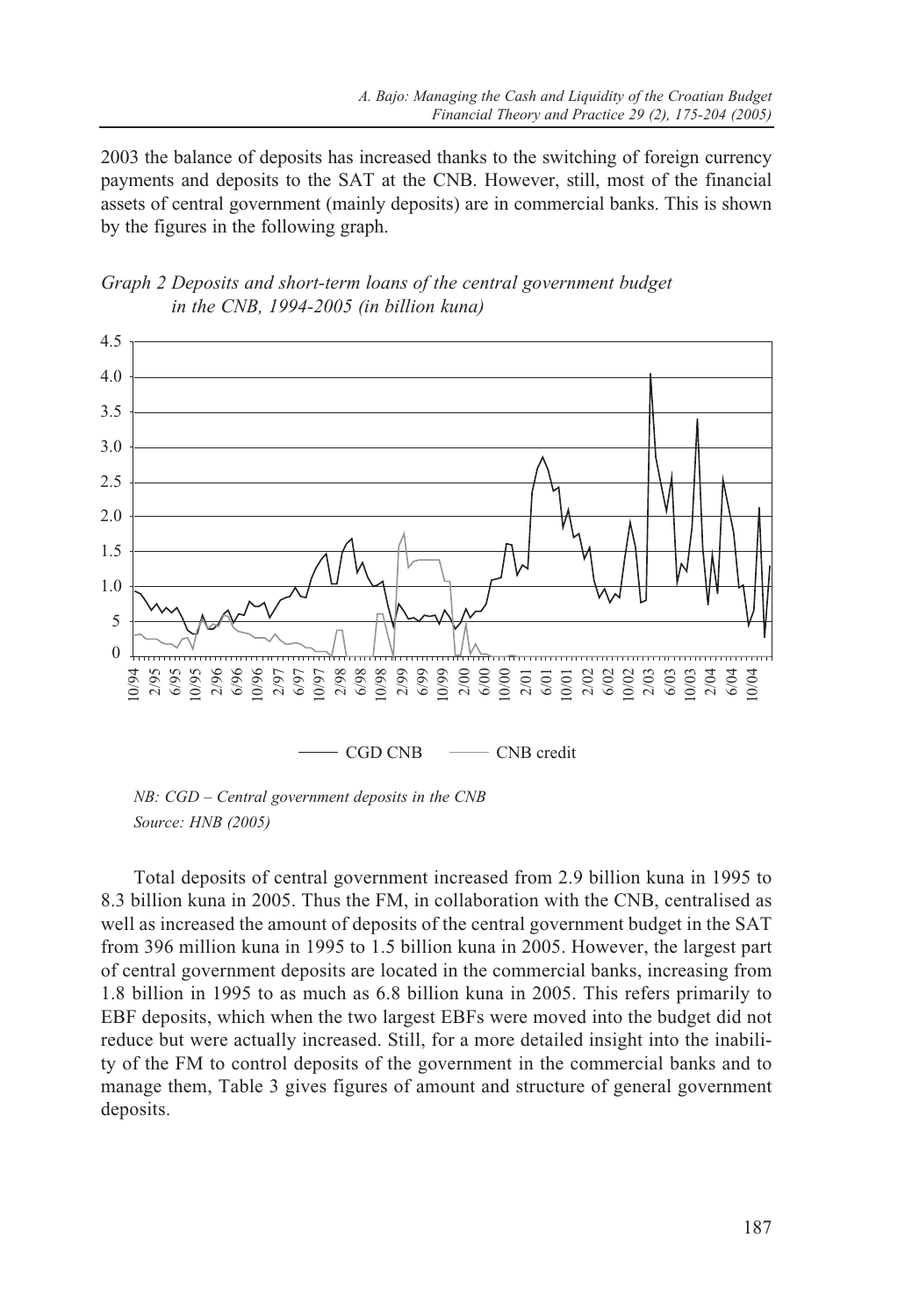2003 the balance of deposits has increased thanks to the switching of foreign currency payments and deposits to the SAT at the CNB. However, still, most of the financial assets of central government (mainly deposits) are in commercial banks. This is shown by the figures in the following graph.

*Graph 2 Deposits and short-term loans of the central government budget in the CNB, 1994-2005 (in billion kuna)*

*NB: CGD – Central government deposits in the CNB*

*Source: HNB (2005)*

Total deposits of central government increased from 2.9 billion kuna in 1995 to 8.3 billion kuna in 2005. Thus the FM, in collaboration with the CNB, centralised as well as increased the amount of deposits of the central government budget in the SAT from 396 million kuna in 1995 to 1.5 billion kuna in 2005. However, the largest part of central government deposits are located in the commercial banks, increasing from 1.8 billion in 1995 to as much as 6.8 billion kuna in 2005. This refers primarily to EBF deposits, which when the two largest EBFs were moved into the budget did not reduce but were actually increased. Still, for a more detailed insight into the inability of the FM to control deposits of the government in the commercial banks and to manage them, Table 3 gives figures of amount and structure of general government deposits.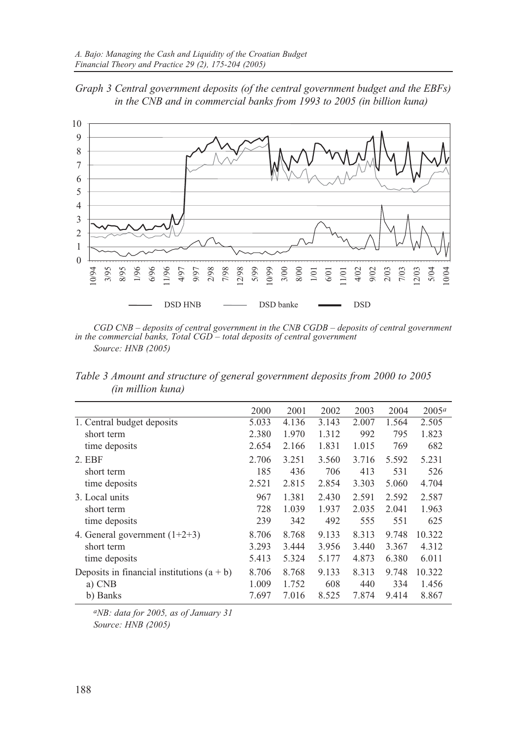*Graph 3 Central government deposits (of the central government budget and the EBFs) in the CNB and in commercial banks from 1993 to 2005 (in billion kuna)*

*CGD CNB – deposits of central government in the CNB CGDB – deposits of central government in the commercial banks, Total CGD – total deposits of central government*

*Source: HNB (2005)*

*Table 3 Amount and structure of general government deposits from 2000 to 2005 (in million kuna)*

| | 2000 | 2001 | 2002 | 2003 | 2004 | 2005[a] |
|---|---|---|---|---|---|---|
| 1. Central budget deposits | 5.033 | 4.136 | 3.143 | 2.007 | 1.564 | 2.505 |
| short term | 2.380 | 1.970 | 1.312 | 992 | 795 | 1.823 |
| time deposits | 2.654 | 2.166 | 1.831 | 1.015 | 769 | 682 |
| 2. EBF | 2.706 | 3.251 | 3.560 | 3.716 | 5.592 | 5.231 |
| short term | 185 | 436 | 706 | 413 | 531 | 526 |
| time deposits | 2.521 | 2.815 | 2.854 | 3.303 | 5.060 | 4.704 |
| 3. Local units | 967 | 1.381 | 2.430 | 2.591 | 2.592 | 2.587 |
| short term | 728 | 1.039 | 1.937 | 2.035 | 2.041 | 1.963 |
| time deposits | 239 | 342 | 492 | 555 | 551 | 625 |
| 4. General government (1+2+3) | 8.706 | 8.768 | 9.133 | 8.313 | 9.748 | 10.322 |
| short term | 3.293 | 3.444 | 3.956 | 3.440 | 3.367 | 4.312 |
| time deposits | 5.413 | 5.324 | 5.177 | 4.873 | 6.380 | 6.011 |
| Deposits in financial institutions (a + b) | 8.706 | 8.768 | 9.133 | 8.313 | 9.748 | 10.322 |
| a) CNB | 1.009 | 1.752 | 608 | 440 | 334 | 1.456 |
| b) Banks | 7.697 | 7.016 | 8.525 | 7.874 | 9.414 | 8.867 |

*[a]NB: data for 2005, as of January 31*

*Source: HNB (2005)*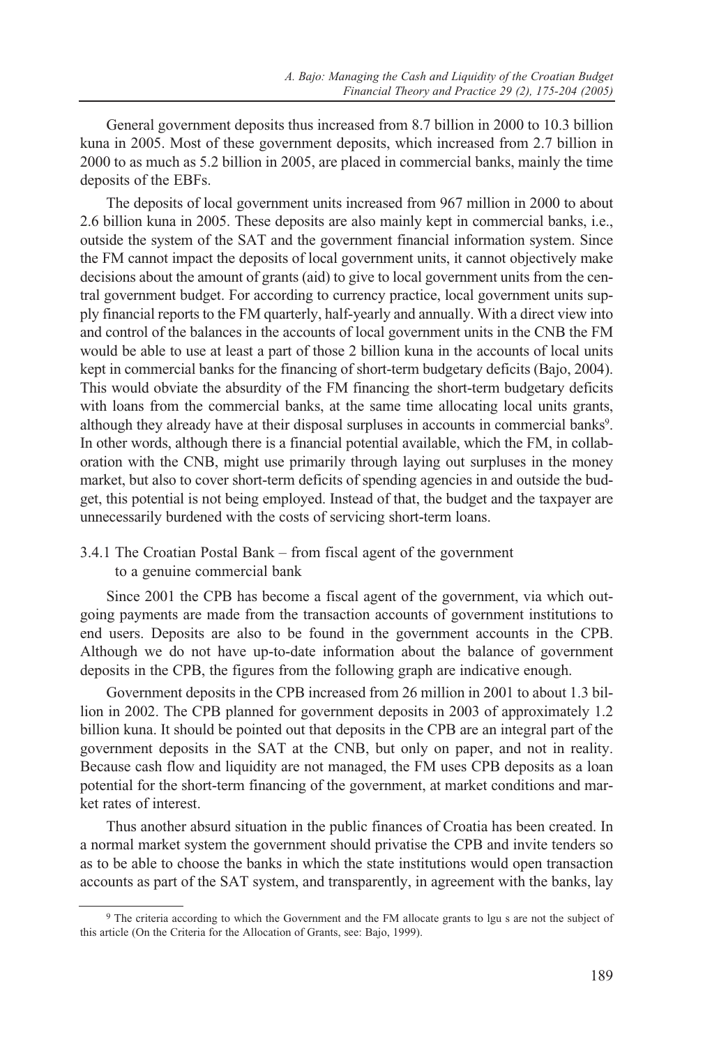General government deposits thus increased from 8.7 billion in 2000 to 10.3 billion kuna in 2005. Most of these government deposits, which increased from 2.7 billion in 2000 to as much as 5.2 billion in 2005, are placed in commercial banks, mainly the time deposits of the EBFs.

The deposits of local government units increased from 967 million in 2000 to about 2.6 billion kuna in 2005. These deposits are also mainly kept in commercial banks, i.e., outside the system of the SAT and the government financial information system. Since the FM cannot impact the deposits of local government units, it cannot objectively make decisions about the amount of grants (aid) to give to local government units from the central government budget. For according to currency practice, local government units supply financial reports to the FM quarterly, half-yearly and annually. With a direct view into and control of the balances in the accounts of local government units in the CNB the FM would be able to use at least a part of those 2 billion kuna in the accounts of local units kept in commercial banks for the financing of short-term budgetary deficits (Bajo, 2004). This would obviate the absurdity of the FM financing the short-term budgetary deficits with loans from the commercial banks, at the same time allocating local units grants, although they already have at their disposal surpluses in accounts in commercial banks[9]. In other words, although there is a financial potential available, which the FM, in collaboration with the CNB, might use primarily through laying out surpluses in the money market, but also to cover short-term deficits of spending agencies in and outside the budget, this potential is not being employed. Instead of that, the budget and the taxpayer are unnecessarily burdened with the costs of servicing short-term loans.

### 3.4.1 The Croatian Postal Bank – from fiscal agent of the government to a genuine commercial bank

Since 2001 the CPB has become a fiscal agent of the government, via which outgoing payments are made from the transaction accounts of government institutions to end users. Deposits are also to be found in the government accounts in the CPB. Although we do not have up-to-date information about the balance of government deposits in the CPB, the figures from the following graph are indicative enough.

Government deposits in the CPB increased from 26 million in 2001 to about 1.3 billion in 2002. The CPB planned for government deposits in 2003 of approximately 1.2 billion kuna. It should be pointed out that deposits in the CPB are an integral part of the government deposits in the SAT at the CNB, but only on paper, and not in reality. Because cash flow and liquidity are not managed, the FM uses CPB deposits as a loan potential for the short-term financing of the government, at market conditions and market rates of interest.

Thus another absurd situation in the public finances of Croatia has been created. In a normal market system the government should privatise the CPB and invite tenders so as to be able to choose the banks in which the state institutions would open transaction accounts as part of the SAT system, and transparently, in agreement with the banks, lay

[9] The criteria according to which the Government and the FM allocate grants to lgu s are not the subject of this article (On the Criteria for the Allocation of Grants, see: Bajo, 1999).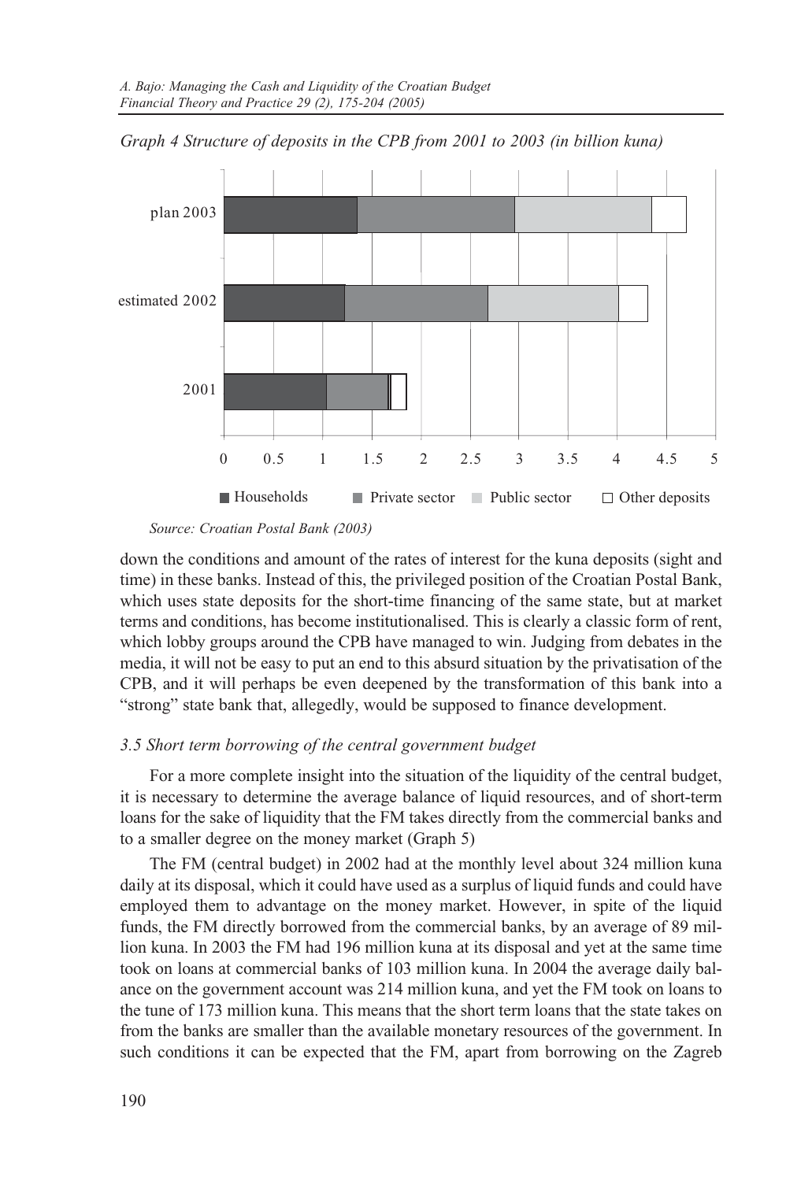*Graph 4 Structure of deposits in the CPB from 2001 to 2003 (in billion kuna)*

*Source: Croatian Postal Bank (2003)*

down the conditions and amount of the rates of interest for the kuna deposits (sight and time) in these banks. Instead of this, the privileged position of the Croatian Postal Bank, which uses state deposits for the short-time financing of the same state, but at market terms and conditions, has become institutionalised. This is clearly a classic form of rent, which lobby groups around the CPB have managed to win. Judging from debates in the media, it will not be easy to put an end to this absurd situation by the privatisation of the CPB, and it will perhaps be even deepened by the transformation of this bank into a "strong" state bank that, allegedly, would be supposed to finance development.

### *3.5 Short term borrowing of the central government budget*

For a more complete insight into the situation of the liquidity of the central budget, it is necessary to determine the average balance of liquid resources, and of short-term loans for the sake of liquidity that the FM takes directly from the commercial banks and to a smaller degree on the money market (Graph 5)

The FM (central budget) in 2002 had at the monthly level about 324 million kuna daily at its disposal, which it could have used as a surplus of liquid funds and could have employed them to advantage on the money market. However, in spite of the liquid funds, the FM directly borrowed from the commercial banks, by an average of 89 million kuna. In 2003 the FM had 196 million kuna at its disposal and yet at the same time took on loans at commercial banks of 103 million kuna. In 2004 the average daily balance on the government account was 214 million kuna, and yet the FM took on loans to the tune of 173 million kuna. This means that the short term loans that the state takes on from the banks are smaller than the available monetary resources of the government. In such conditions it can be expected that the FM, apart from borrowing on the Zagreb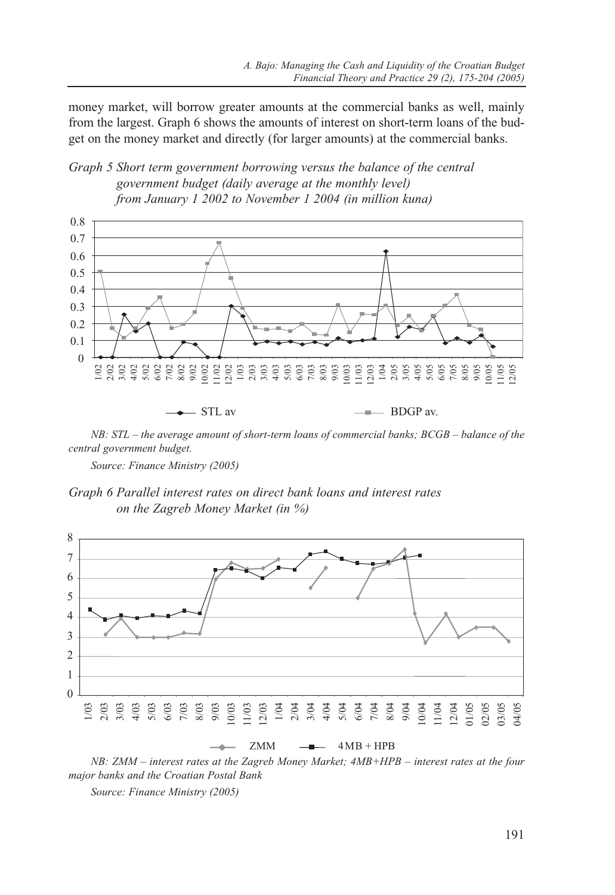money market, will borrow greater amounts at the commercial banks as well, mainly from the largest. Graph 6 shows the amounts of interest on short-term loans of the budget on the money market and directly (for larger amounts) at the commercial banks.

*Graph 5 Short term government borrowing versus the balance of the central government budget (daily average at the monthly level) from January 1 2002 to November 1 2004 (in million kuna)*

*NB: STL – the average amount of short-term loans of commercial banks; BCGB – balance of the central government budget.*

*Source: Finance Ministry (2005)*

*Graph 6 Parallel interest rates on direct bank loans and interest rates on the Zagreb Money Market (in %)*

*NB: ZMM – interest rates at the Zagreb Money Market; 4MB+HPB – interest rates at the four major banks and the Croatian Postal Bank*

*Source: Finance Ministry (2005)*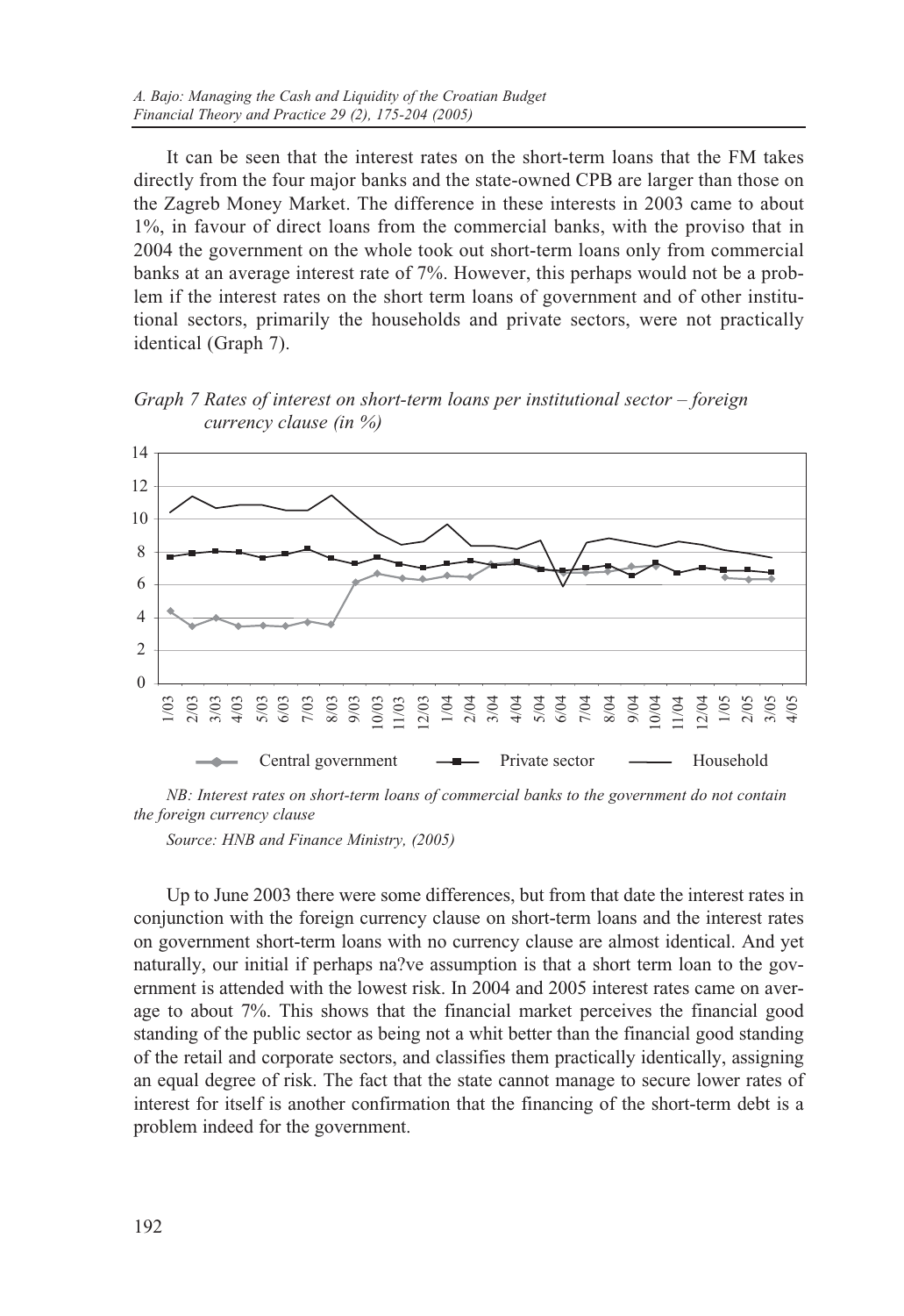It can be seen that the interest rates on the short-term loans that the FM takes directly from the four major banks and the state-owned CPB are larger than those on the Zagreb Money Market. The difference in these interests in 2003 came to about 1%, in favour of direct loans from the commercial banks, with the proviso that in 2004 the government on the whole took out short-term loans only from commercial banks at an average interest rate of 7%. However, this perhaps would not be a problem if the interest rates on the short term loans of government and of other institutional sectors, primarily the households and private sectors, were not practically identical (Graph 7).

*Graph 7 Rates of interest on short-term loans per institutional sector – foreign currency clause (in %)*

*NB: Interest rates on short-term loans of commercial banks to the government do not contain the foreign currency clause*

*Source: HNB and Finance Ministry, (2005)*

Up to June 2003 there were some differences, but from that date the interest rates in conjunction with the foreign currency clause on short-term loans and the interest rates on government short-term loans with no currency clause are almost identical. And yet naturally, our initial if perhaps na?ve assumption is that a short term loan to the government is attended with the lowest risk. In 2004 and 2005 interest rates came on average to about 7%. This shows that the financial market perceives the financial good standing of the public sector as being not a whit better than the financial good standing of the retail and corporate sectors, and classifies them practically identically, assigning an equal degree of risk. The fact that the state cannot manage to secure lower rates of interest for itself is another confirmation that the financing of the short-term debt is a problem indeed for the government.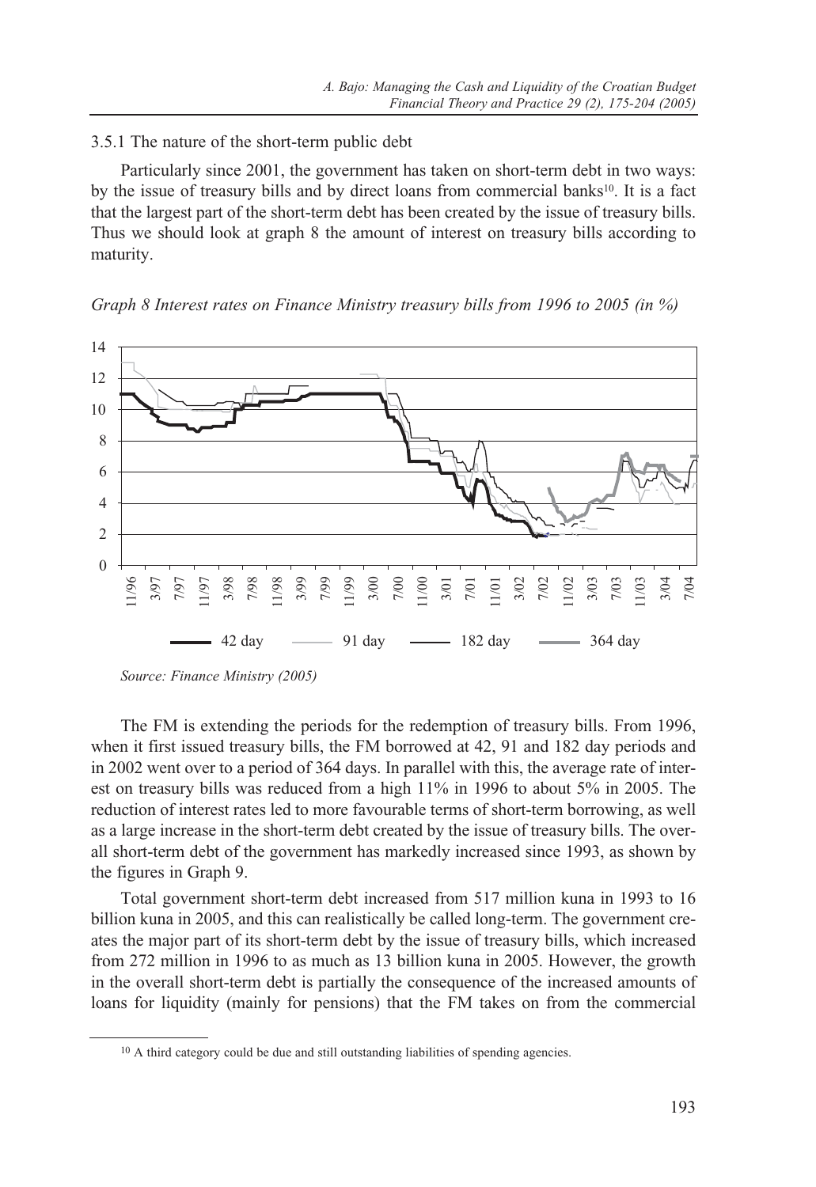### 3.5.1 The nature of the short-term public debt

Particularly since 2001, the government has taken on short-term debt in two ways: by the issue of treasury bills and by direct loans from commercial banks[10]. It is a fact that the largest part of the short-term debt has been created by the issue of treasury bills. Thus we should look at graph 8 the amount of interest on treasury bills according to maturity.

*Graph 8 Interest rates on Finance Ministry treasury bills from 1996 to 2005 (in %)*

*Source: Finance Ministry (2005)*

The FM is extending the periods for the redemption of treasury bills. From 1996, when it first issued treasury bills, the FM borrowed at 42, 91 and 182 day periods and in 2002 went over to a period of 364 days. In parallel with this, the average rate of interest on treasury bills was reduced from a high 11% in 1996 to about 5% in 2005. The reduction of interest rates led to more favourable terms of short-term borrowing, as well as a large increase in the short-term debt created by the issue of treasury bills. The overall short-term debt of the government has markedly increased since 1993, as shown by the figures in Graph 9.

Total government short-term debt increased from 517 million kuna in 1993 to 16 billion kuna in 2005, and this can realistically be called long-term. The government creates the major part of its short-term debt by the issue of treasury bills, which increased from 272 million in 1996 to as much as 13 billion kuna in 2005. However, the growth in the overall short-term debt is partially the consequence of the increased amounts of loans for liquidity (mainly for pensions) that the FM takes on from the commercial

[10] A third category could be due and still outstanding liabilities of spending agencies.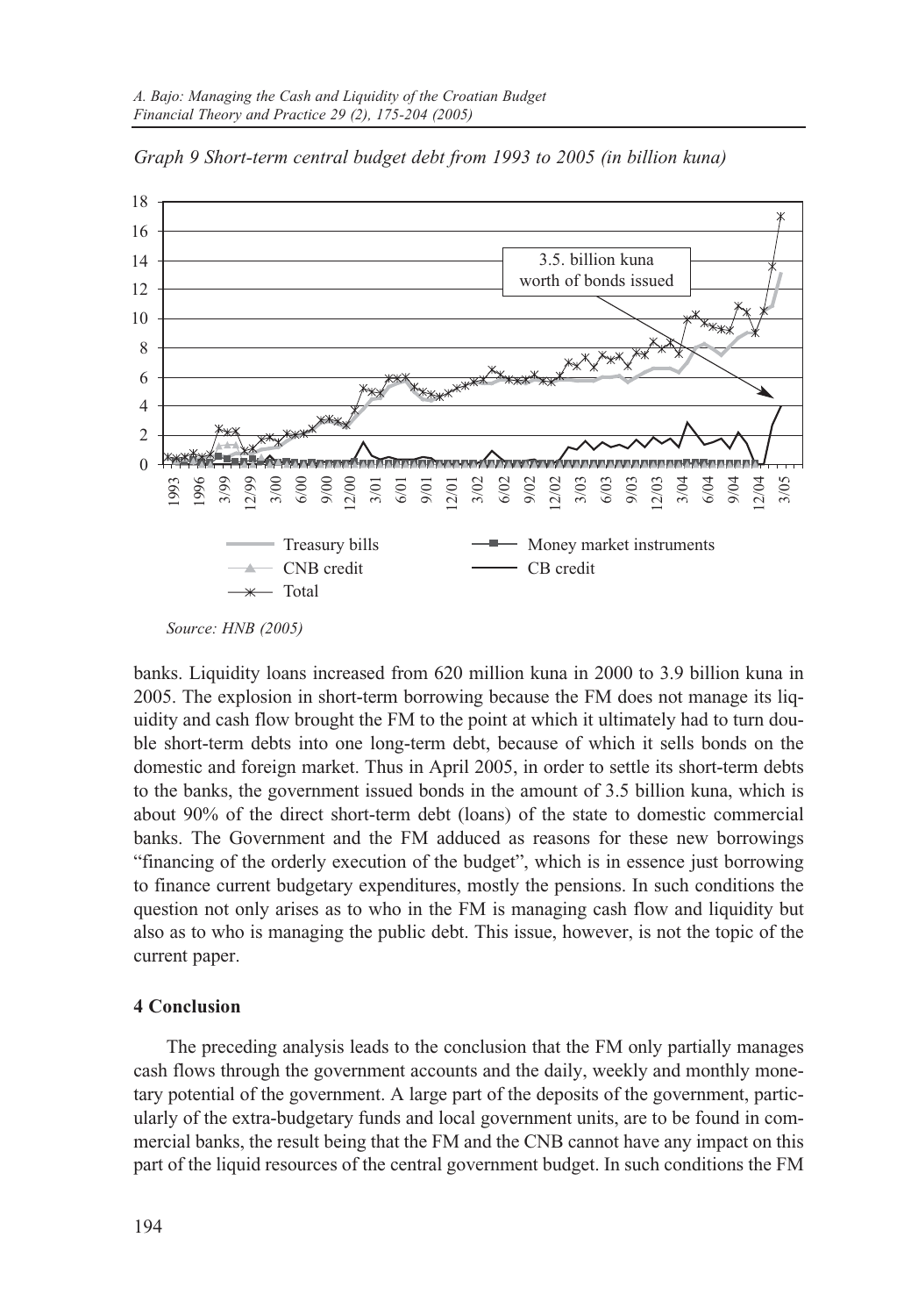*Graph 9 Short-term central budget debt from 1993 to 2005 (in billion kuna)*

*Source: HNB (2005)*

banks. Liquidity loans increased from 620 million kuna in 2000 to 3.9 billion kuna in 2005. The explosion in short-term borrowing because the FM does not manage its liquidity and cash flow brought the FM to the point at which it ultimately had to turn double short-term debts into one long-term debt, because of which it sells bonds on the domestic and foreign market. Thus in April 2005, in order to settle its short-term debts to the banks, the government issued bonds in the amount of 3.5 billion kuna, which is about 90% of the direct short-term debt (loans) of the state to domestic commercial banks. The Government and the FM adduced as reasons for these new borrowings "financing of the orderly execution of the budget", which is in essence just borrowing to finance current budgetary expenditures, mostly the pensions. In such conditions the question not only arises as to who in the FM is managing cash flow and liquidity but also as to who is managing the public debt. This issue, however, is not the topic of the current paper.

## 4 Conclusion

The preceding analysis leads to the conclusion that the FM only partially manages cash flows through the government accounts and the daily, weekly and monthly monetary potential of the government. A large part of the deposits of the government, particularly of the extra-budgetary funds and local government units, are to be found in commercial banks, the result being that the FM and the CNB cannot have any impact on this part of the liquid resources of the central government budget. In such conditions the FM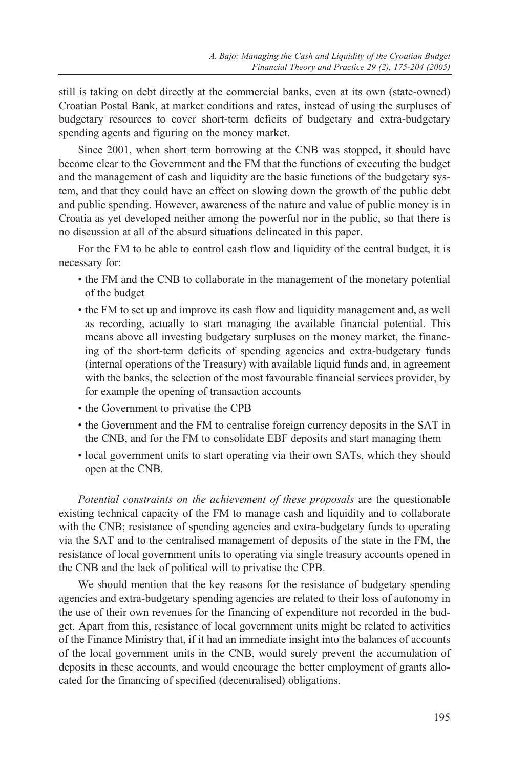still is taking on debt directly at the commercial banks, even at its own (state-owned) Croatian Postal Bank, at market conditions and rates, instead of using the surpluses of budgetary resources to cover short-term deficits of budgetary and extra-budgetary spending agents and figuring on the money market.

Since 2001, when short term borrowing at the CNB was stopped, it should have become clear to the Government and the FM that the functions of executing the budget and the management of cash and liquidity are the basic functions of the budgetary system, and that they could have an effect on slowing down the growth of the public debt and public spending. However, awareness of the nature and value of public money is in Croatia as yet developed neither among the powerful nor in the public, so that there is no discussion at all of the absurd situations delineated in this paper.

For the FM to be able to control cash flow and liquidity of the central budget, it is necessary for:

- the FM and the CNB to collaborate in the management of the monetary potential of the budget
- the FM to set up and improve its cash flow and liquidity management and, as well as recording, actually to start managing the available financial potential. This means above all investing budgetary surpluses on the money market, the financing of the short-term deficits of spending agencies and extra-budgetary funds (internal operations of the Treasury) with available liquid funds and, in agreement with the banks, the selection of the most favourable financial services provider, by for example the opening of transaction accounts
- the Government to privatise the CPB
- the Government and the FM to centralise foreign currency deposits in the SAT in the CNB, and for the FM to consolidate EBF deposits and start managing them
- local government units to start operating via their own SATs, which they should open at the CNB.

*Potential constraints on the achievement of these proposals* are the questionable existing technical capacity of the FM to manage cash and liquidity and to collaborate with the CNB; resistance of spending agencies and extra-budgetary funds to operating via the SAT and to the centralised management of deposits of the state in the FM, the resistance of local government units to operating via single treasury accounts opened in the CNB and the lack of political will to privatise the CPB.

We should mention that the key reasons for the resistance of budgetary spending agencies and extra-budgetary spending agencies are related to their loss of autonomy in the use of their own revenues for the financing of expenditure not recorded in the budget. Apart from this, resistance of local government units might be related to activities of the Finance Ministry that, if it had an immediate insight into the balances of accounts of the local government units in the CNB, would surely prevent the accumulation of deposits in these accounts, and would encourage the better employment of grants allocated for the financing of specified (decentralised) obligations.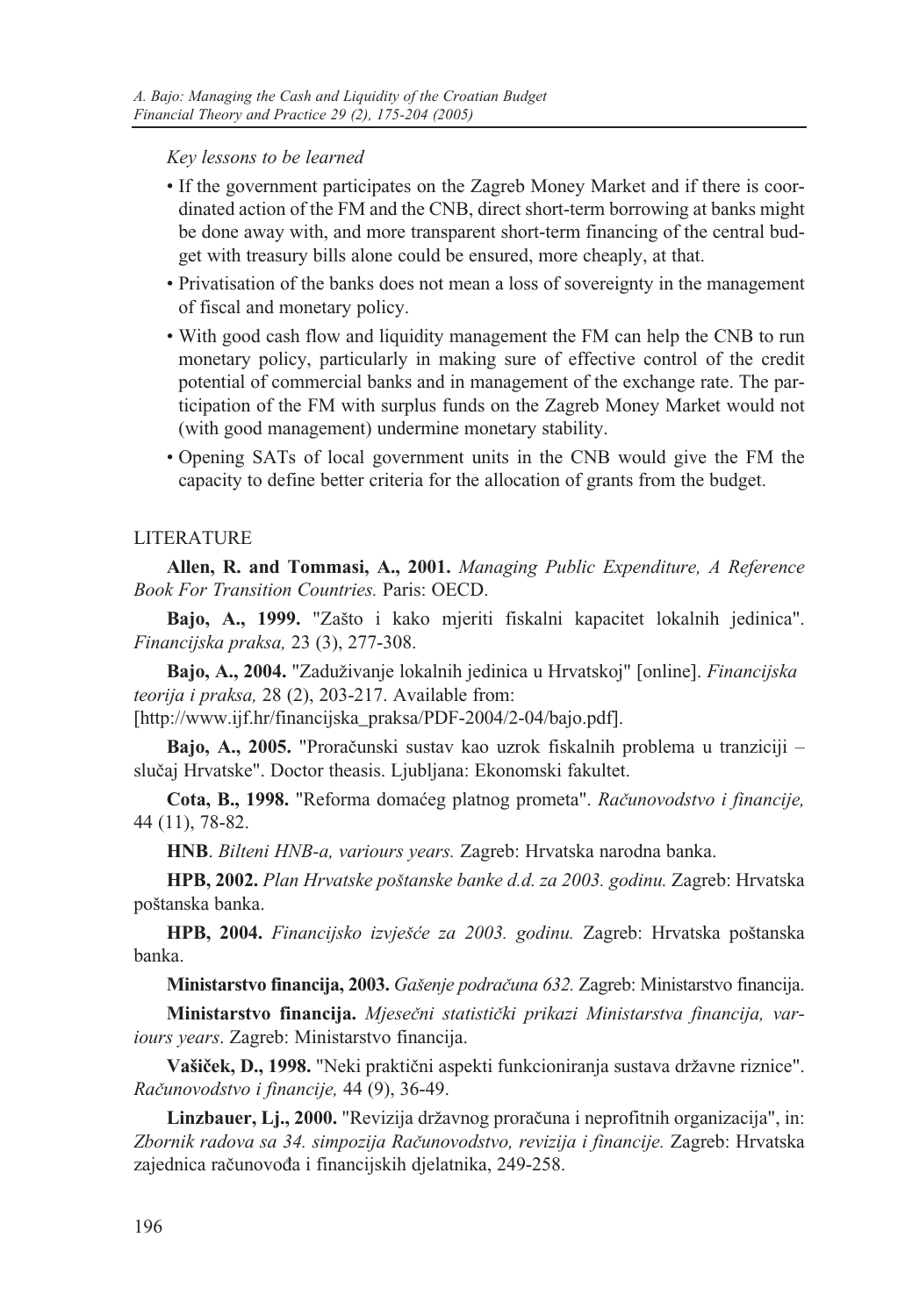*Key lessons to be learned*

- If the government participates on the Zagreb Money Market and if there is coordinated action of the FM and the CNB, direct short-term borrowing at banks might be done away with, and more transparent short-term financing of the central budget with treasury bills alone could be ensured, more cheaply, at that.
- Privatisation of the banks does not mean a loss of sovereignty in the management of fiscal and monetary policy.
- With good cash flow and liquidity management the FM can help the CNB to run monetary policy, particularly in making sure of effective control of the credit potential of commercial banks and in management of the exchange rate. The participation of the FM with surplus funds on the Zagreb Money Market would not (with good management) undermine monetary stability.
- Opening SATs of local government units in the CNB would give the FM the capacity to define better criteria for the allocation of grants from the budget.

## LITERATURE

**Allen, R. and Tommasi, A., 2001.** *Managing Public Expenditure, A Reference Book For Transition Countries.* Paris: OECD.

**Bajo, A., 1999.** "Zašto i kako mjeriti fiskalni kapacitet lokalnih jedinica". *Financijska praksa,* 23 (3), 277-308.

**Bajo, A., 2004.** "Zaduživanje lokalnih jedinica u Hrvatskoj" [online]. *Financijska teorija i praksa,* 28 (2), 203-217. Available from: [http://www.ijf.hr/financijska_praksa/PDF-2004/2-04/bajo.pdf].

**Bajo, A., 2005.** "Proračunski sustav kao uzrok fiskalnih problema u tranziciji – slučaj Hrvatske". Doctor theasis. Ljubljana: Ekonomski fakultet.

**Cota, B., 1998.** "Reforma domaćeg platnog prometa". *Računovodstvo i financije,* 44 (11), 78-82.

**HNB**. *Bilteni HNB-a, variours years.* Zagreb: Hrvatska narodna banka.

**HPB, 2002.** *Plan Hrvatske poštanske banke d.d. za 2003. godinu.* Zagreb: Hrvatska poštanska banka.

**HPB, 2004.** *Financijsko izvješće za 2003. godinu.* Zagreb: Hrvatska poštanska banka.

**Ministarstvo financija, 2003.** *Gašenje podračuna 632.* Zagreb: Ministarstvo financija.

**Ministarstvo financija.** *Mjesečni statistički prikazi Ministarstva financija, variours years*. Zagreb: Ministarstvo financija.

**Vašiček, D., 1998.** "Neki praktični aspekti funkcioniranja sustava državne riznice". *Računovodstvo i financije,* 44 (9), 36-49.

**Linzbauer, Lj., 2000.** "Revizija državnog proračuna i neprofitnih organizacija", in: *Zbornik radova sa 34. simpozija Računovodstvo, revizija i financije.* Zagreb: Hrvatska zajednica računovođa i financijskih djelatnika, 249-258.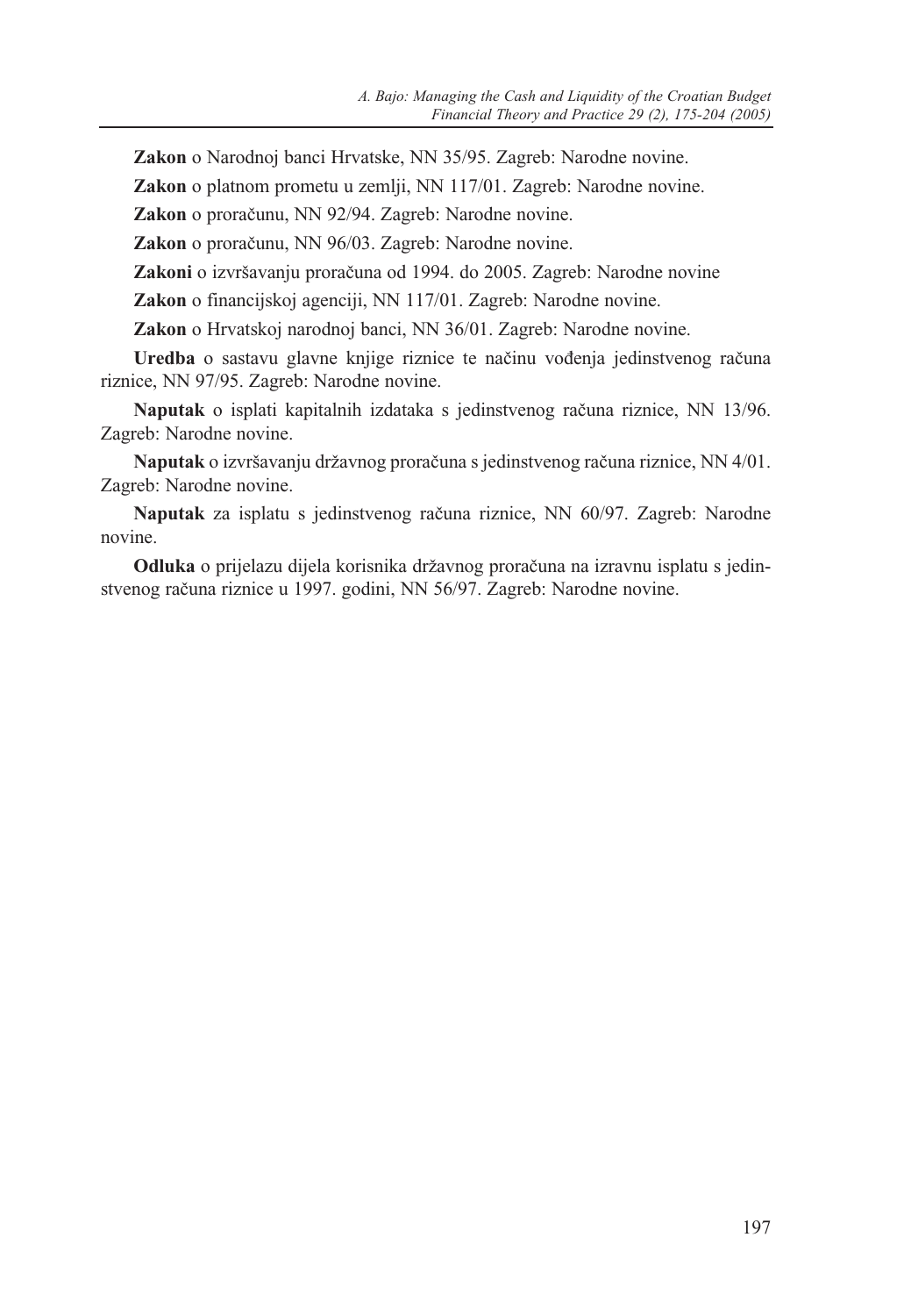**Zakon** o Narodnoj banci Hrvatske, NN 35/95. Zagreb: Narodne novine.

**Zakon** o platnom prometu u zemlji, NN 117/01. Zagreb: Narodne novine.

**Zakon** o proračunu, NN 92/94. Zagreb: Narodne novine.

**Zakon** o proračunu, NN 96/03. Zagreb: Narodne novine.

**Zakoni** o izvršavanju proračuna od 1994. do 2005. Zagreb: Narodne novine

**Zakon** o financijskoj agenciji, NN 117/01. Zagreb: Narodne novine.

**Zakon** o Hrvatskoj narodnoj banci, NN 36/01. Zagreb: Narodne novine.

**Uredba** o sastavu glavne knjige riznice te načinu vođenja jedinstvenog računa riznice, NN 97/95. Zagreb: Narodne novine.

**Naputak** o isplati kapitalnih izdataka s jedinstvenog računa riznice, NN 13/96. Zagreb: Narodne novine.

**Naputak** o izvršavanju državnog proračuna s jedinstvenog računa riznice, NN 4/01. Zagreb: Narodne novine.

**Naputak** za isplatu s jedinstvenog računa riznice, NN 60/97. Zagreb: Narodne novine.

**Odluka** o prijelazu dijela korisnika državnog proračuna na izravnu isplatu s jedinstvenog računa riznice u 1997. godini, NN 56/97. Zagreb: Narodne novine.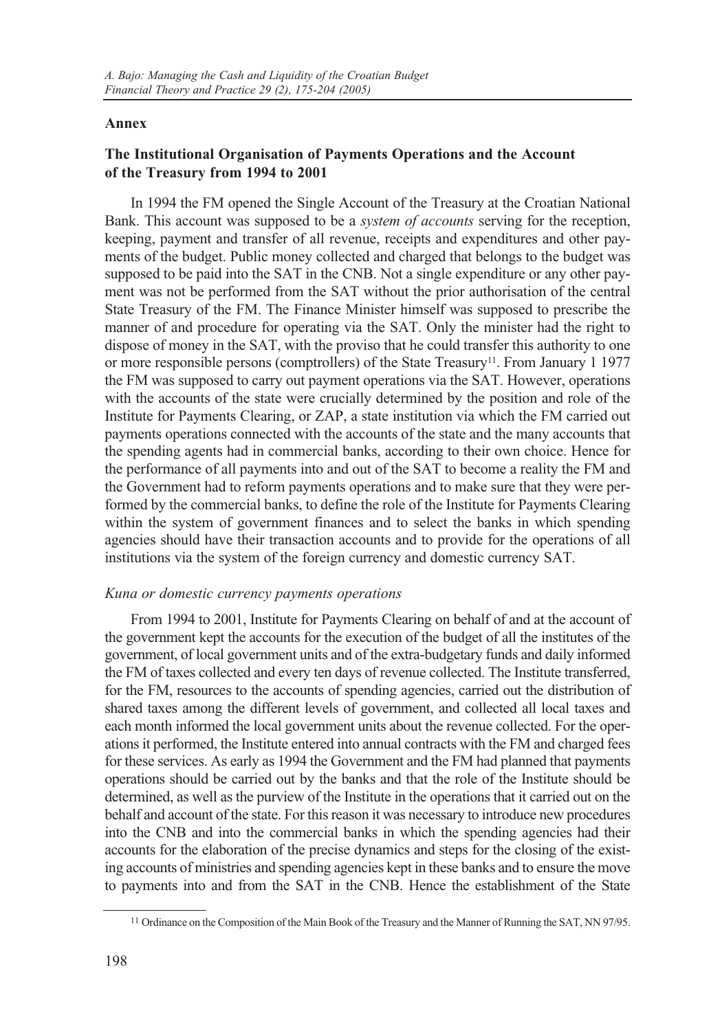## Annex

### The Institutional Organisation of Payments Operations and the Account of the Treasury from 1994 to 2001

In 1994 the FM opened the Single Account of the Treasury at the Croatian National Bank. This account was supposed to be a *system of accounts* serving for the reception, keeping, payment and transfer of all revenue, receipts and expenditures and other payments of the budget. Public money collected and charged that belongs to the budget was supposed to be paid into the SAT in the CNB. Not a single expenditure or any other payment was not be performed from the SAT without the prior authorisation of the central State Treasury of the FM. The Finance Minister himself was supposed to prescribe the manner of and procedure for operating via the SAT. Only the minister had the right to dispose of money in the SAT, with the proviso that he could transfer this authority to one or more responsible persons (comptrollers) of the State Treasury[11]. From January 1 1977 the FM was supposed to carry out payment operations via the SAT. However, operations with the accounts of the state were crucially determined by the position and role of the Institute for Payments Clearing, or ZAP, a state institution via which the FM carried out payments operations connected with the accounts of the state and the many accounts that the spending agents had in commercial banks, according to their own choice. Hence for the performance of all payments into and out of the SAT to become a reality the FM and the Government had to reform payments operations and to make sure that they were performed by the commercial banks, to define the role of the Institute for Payments Clearing within the system of government finances and to select the banks in which spending agencies should have their transaction accounts and to provide for the operations of all institutions via the system of the foreign currency and domestic currency SAT.

*Kuna or domestic currency payments operations*

From 1994 to 2001, Institute for Payments Clearing on behalf of and at the account of the government kept the accounts for the execution of the budget of all the institutes of the government, of local government units and of the extra-budgetary funds and daily informed the FM of taxes collected and every ten days of revenue collected. The Institute transferred, for the FM, resources to the accounts of spending agencies, carried out the distribution of shared taxes among the different levels of government, and collected all local taxes and each month informed the local government units about the revenue collected. For the operations it performed, the Institute entered into annual contracts with the FM and charged fees for these services. As early as 1994 the Government and the FM had planned that payments operations should be carried out by the banks and that the role of the Institute should be determined, as well as the purview of the Institute in the operations that it carried out on the behalf and account of the state. For this reason it was necessary to introduce new procedures into the CNB and into the commercial banks in which the spending agencies had their accounts for the elaboration of the precise dynamics and steps for the closing of the existing accounts of ministries and spending agencies kept in these banks and to ensure the move to payments into and from the SAT in the CNB. Hence the establishment of the State

[11] Ordinance on the Composition of the Main Book of the Treasury and the Manner of Running the SAT, NN 97/95.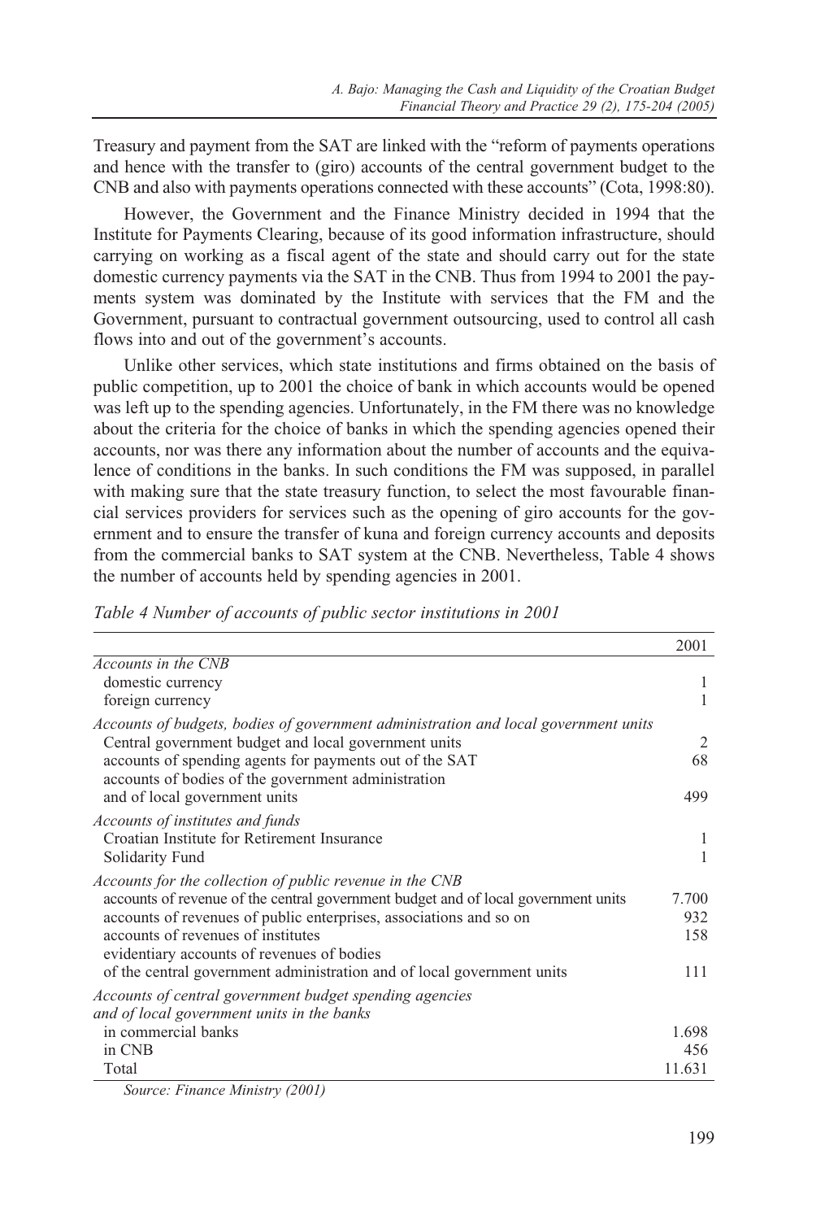Treasury and payment from the SAT are linked with the "reform of payments operations and hence with the transfer to (giro) accounts of the central government budget to the CNB and also with payments operations connected with these accounts" (Cota, 1998:80).

However, the Government and the Finance Ministry decided in 1994 that the Institute for Payments Clearing, because of its good information infrastructure, should carrying on working as a fiscal agent of the state and should carry out for the state domestic currency payments via the SAT in the CNB. Thus from 1994 to 2001 the payments system was dominated by the Institute with services that the FM and the Government, pursuant to contractual government outsourcing, used to control all cash flows into and out of the government's accounts.

Unlike other services, which state institutions and firms obtained on the basis of public competition, up to 2001 the choice of bank in which accounts would be opened was left up to the spending agencies. Unfortunately, in the FM there was no knowledge about the criteria for the choice of banks in which the spending agencies opened their accounts, nor was there any information about the number of accounts and the equivalence of conditions in the banks. In such conditions the FM was supposed, in parallel with making sure that the state treasury function, to select the most favourable financial services providers for services such as the opening of giro accounts for the government and to ensure the transfer of kuna and foreign currency accounts and deposits from the commercial banks to SAT system at the CNB. Nevertheless, Table 4 shows the number of accounts held by spending agencies in 2001.

*Table 4 Number of accounts of public sector institutions in 2001*

| | 2001 |
|---|---|
| *Accounts in the CNB* | |
| domestic currency | 1 |
| foreign currency | 1 |
| *Accounts of budgets, bodies of government administration and local government units* | |
| Central government budget and local government units | 2 |
| accounts of spending agents for payments out of the SAT | 68 |
| accounts of bodies of the government administration and of local government units | 499 |
| *Accounts of institutes and funds* | |
| Croatian Institute for Retirement Insurance | 1 |
| Solidarity Fund | 1 |
| *Accounts for the collection of public revenue in the CNB* | |
| accounts of revenue of the central government budget and of local government units | 7.700 |
| accounts of revenues of public enterprises, associations and so on | 932 |
| accounts of revenues of institutes | 158 |
| evidentiary accounts of revenues of bodies of the central government administration and of local government units | 111 |
| *Accounts of central government budget spending agencies and of local government units in the banks* | |
| in commercial banks | 1.698 |
| in CNB | 456 |
| Total | 11.631 |

*Source: Finance Ministry (2001)*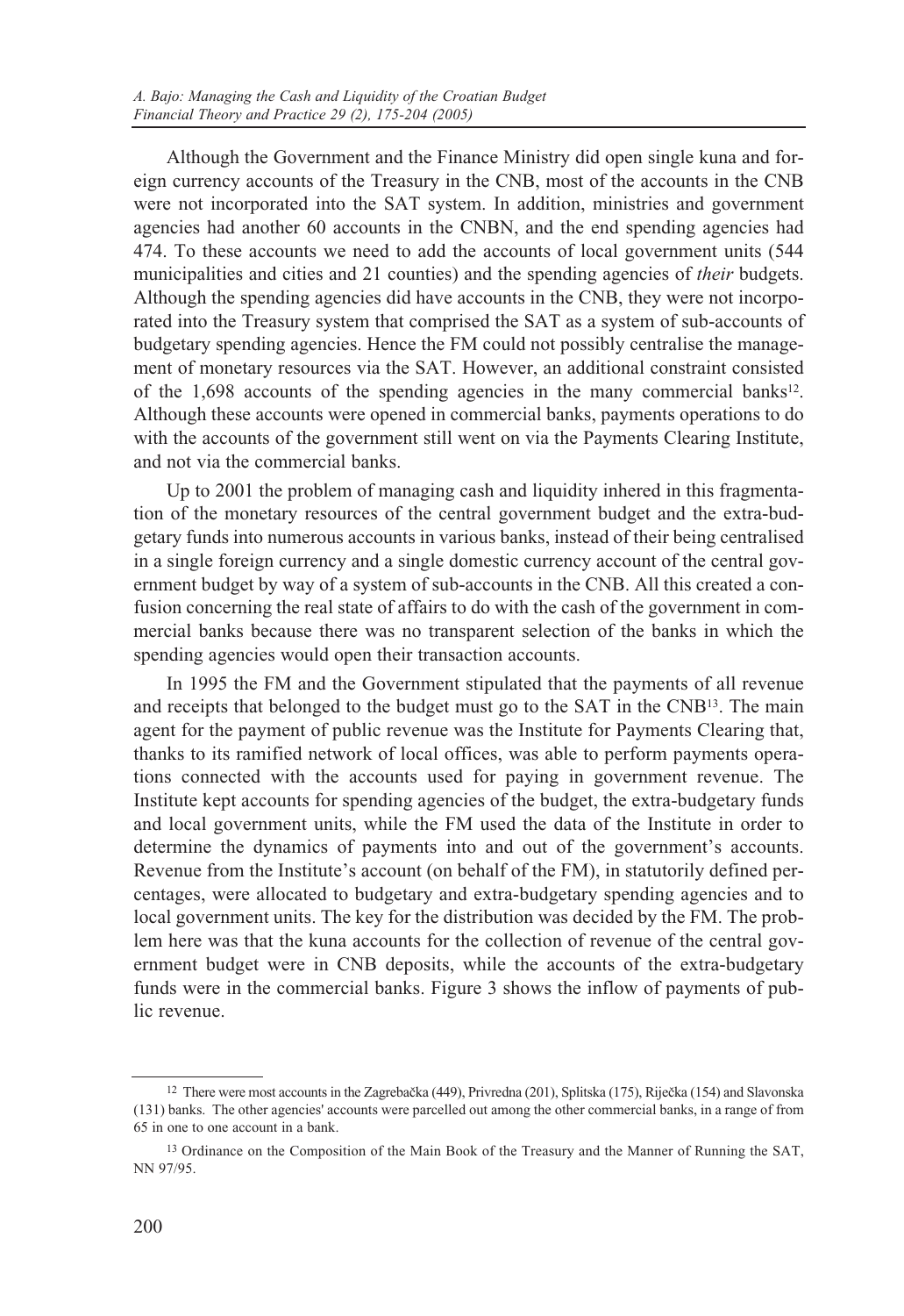Although the Government and the Finance Ministry did open single kuna and foreign currency accounts of the Treasury in the CNB, most of the accounts in the CNB were not incorporated into the SAT system. In addition, ministries and government agencies had another 60 accounts in the CNBN, and the end spending agencies had 474. To these accounts we need to add the accounts of local government units (544 municipalities and cities and 21 counties) and the spending agencies of *their* budgets. Although the spending agencies did have accounts in the CNB, they were not incorporated into the Treasury system that comprised the SAT as a system of sub-accounts of budgetary spending agencies. Hence the FM could not possibly centralise the management of monetary resources via the SAT. However, an additional constraint consisted of the 1,698 accounts of the spending agencies in the many commercial banks[12]. Although these accounts were opened in commercial banks, payments operations to do with the accounts of the government still went on via the Payments Clearing Institute, and not via the commercial banks.

Up to 2001 the problem of managing cash and liquidity inhered in this fragmentation of the monetary resources of the central government budget and the extra-budgetary funds into numerous accounts in various banks, instead of their being centralised in a single foreign currency and a single domestic currency account of the central government budget by way of a system of sub-accounts in the CNB. All this created a confusion concerning the real state of affairs to do with the cash of the government in commercial banks because there was no transparent selection of the banks in which the spending agencies would open their transaction accounts.

In 1995 the FM and the Government stipulated that the payments of all revenue and receipts that belonged to the budget must go to the SAT in the CNB[13]. The main agent for the payment of public revenue was the Institute for Payments Clearing that, thanks to its ramified network of local offices, was able to perform payments operations connected with the accounts used for paying in government revenue. The Institute kept accounts for spending agencies of the budget, the extra-budgetary funds and local government units, while the FM used the data of the Institute in order to determine the dynamics of payments into and out of the government's accounts. Revenue from the Institute's account (on behalf of the FM), in statutorily defined percentages, were allocated to budgetary and extra-budgetary spending agencies and to local government units. The key for the distribution was decided by the FM. The problem here was that the kuna accounts for the collection of revenue of the central government budget were in CNB deposits, while the accounts of the extra-budgetary funds were in the commercial banks. Figure 3 shows the inflow of payments of public revenue.

---

[12] There were most accounts in the Zagrebačka (449), Privredna (201), Splitska (175), Riječka (154) and Slavonska (131) banks. The other agencies' accounts were parcelled out among the other commercial banks, in a range of from 65 in one to one account in a bank.

[13] Ordinance on the Composition of the Main Book of the Treasury and the Manner of Running the SAT, NN 97/95.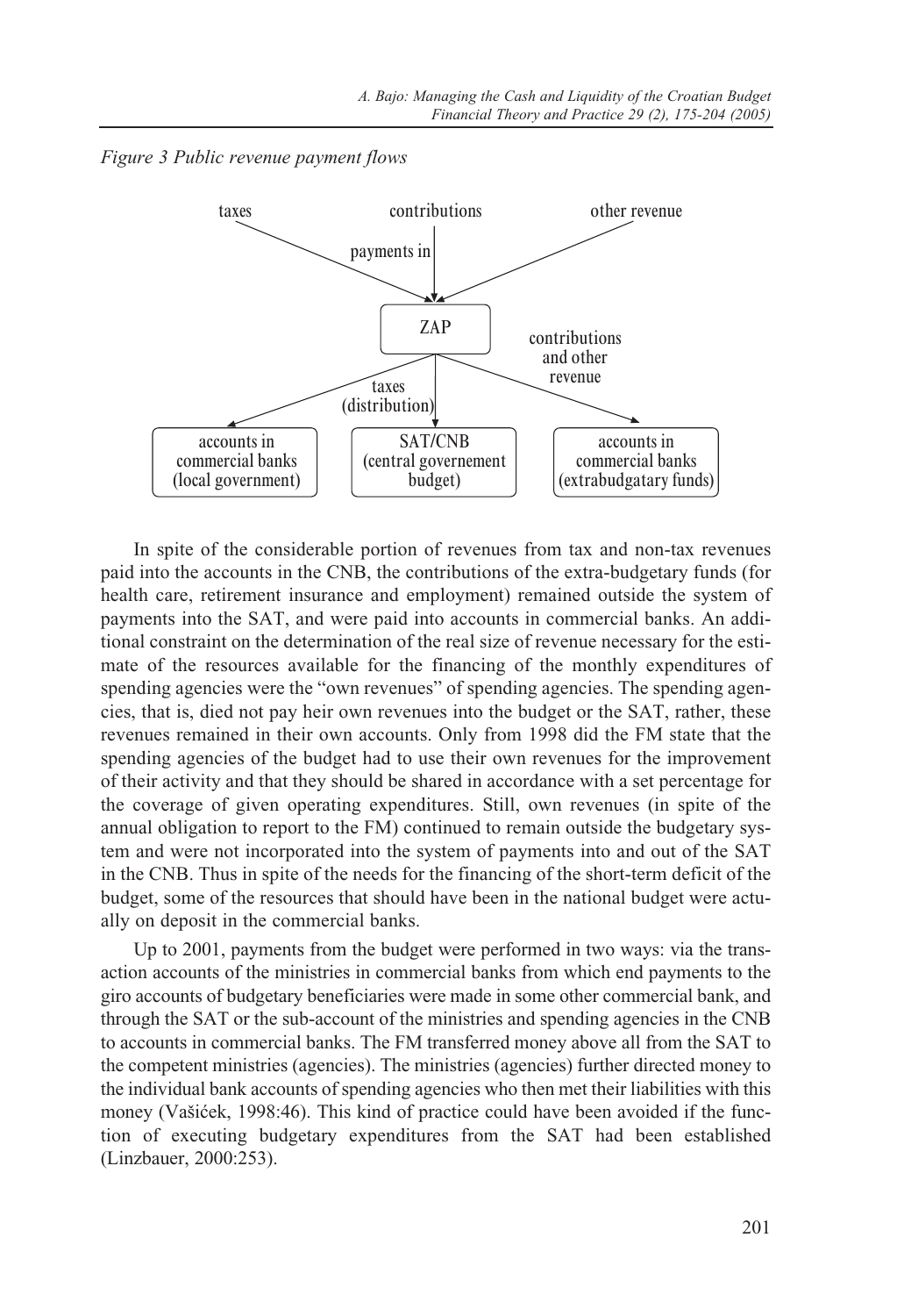*Figure 3 Public revenue payment flows*

In spite of the considerable portion of revenues from tax and non-tax revenues paid into the accounts in the CNB, the contributions of the extra-budgetary funds (for health care, retirement insurance and employment) remained outside the system of payments into the SAT, and were paid into accounts in commercial banks. An additional constraint on the determination of the real size of revenue necessary for the estimate of the resources available for the financing of the monthly expenditures of spending agencies were the "own revenues" of spending agencies. The spending agencies, that is, died not pay heir own revenues into the budget or the SAT, rather, these revenues remained in their own accounts. Only from 1998 did the FM state that the spending agencies of the budget had to use their own revenues for the improvement of their activity and that they should be shared in accordance with a set percentage for the coverage of given operating expenditures. Still, own revenues (in spite of the annual obligation to report to the FM) continued to remain outside the budgetary system and were not incorporated into the system of payments into and out of the SAT in the CNB. Thus in spite of the needs for the financing of the short-term deficit of the budget, some of the resources that should have been in the national budget were actually on deposit in the commercial banks.

Up to 2001, payments from the budget were performed in two ways: via the transaction accounts of the ministries in commercial banks from which end payments to the giro accounts of budgetary beneficiaries were made in some other commercial bank, and through the SAT or the sub-account of the ministries and spending agencies in the CNB to accounts in commercial banks. The FM transferred money above all from the SAT to the competent ministries (agencies). The ministries (agencies) further directed money to the individual bank accounts of spending agencies who then met their liabilities with this money (Vašićek, 1998:46). This kind of practice could have been avoided if the function of executing budgetary expenditures from the SAT had been established (Linzbauer, 2000:253).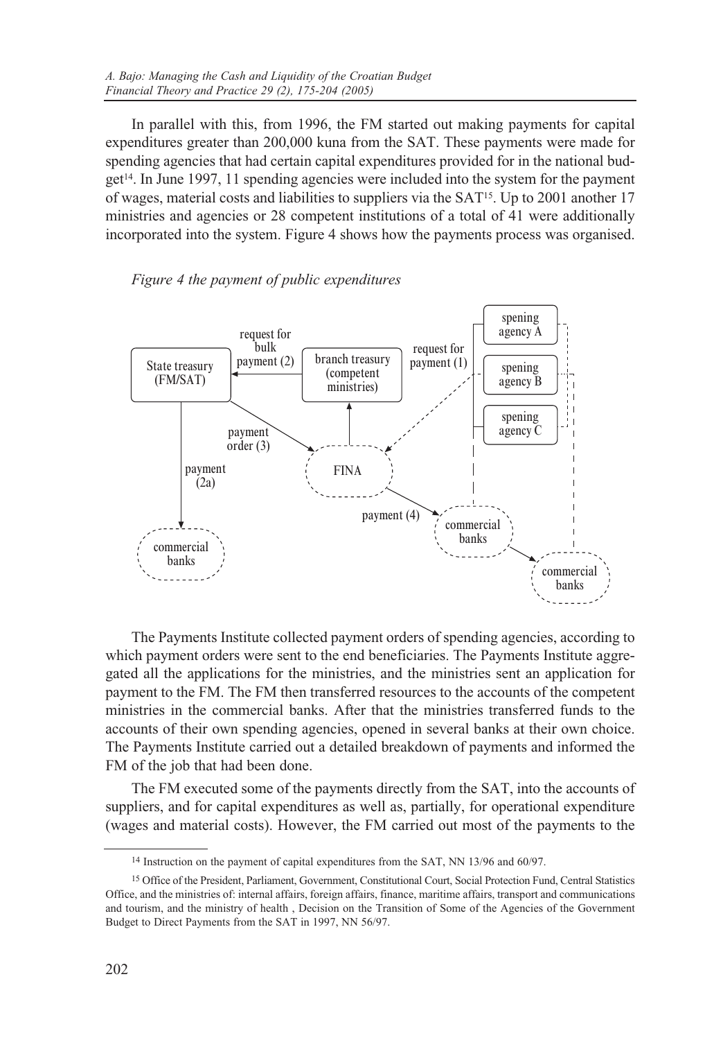In parallel with this, from 1996, the FM started out making payments for capital expenditures greater than 200,000 kuna from the SAT. These payments were made for spending agencies that had certain capital expenditures provided for in the national budget[14]. In June 1997, 11 spending agencies were included into the system for the payment of wages, material costs and liabilities to suppliers via the SAT[15]. Up to 2001 another 17 ministries and agencies or 28 competent institutions of a total of 41 were additionally incorporated into the system. Figure 4 shows how the payments process was organised.

*Figure 4 the payment of public expenditures*

The Payments Institute collected payment orders of spending agencies, according to which payment orders were sent to the end beneficiaries. The Payments Institute aggregated all the applications for the ministries, and the ministries sent an application for payment to the FM. The FM then transferred resources to the accounts of the competent ministries in the commercial banks. After that the ministries transferred funds to the accounts of their own spending agencies, opened in several banks at their own choice. The Payments Institute carried out a detailed breakdown of payments and informed the FM of the job that had been done.

The FM executed some of the payments directly from the SAT, into the accounts of suppliers, and for capital expenditures as well as, partially, for operational expenditure (wages and material costs). However, the FM carried out most of the payments to the

[14] Instruction on the payment of capital expenditures from the SAT, NN 13/96 and 60/97.

[15] Office of the President, Parliament, Government, Constitutional Court, Social Protection Fund, Central Statistics Office, and the ministries of: internal affairs, foreign affairs, finance, maritime affairs, transport and communications and tourism, and the ministry of health , Decision on the Transition of Some of the Agencies of the Government Budget to Direct Payments from the SAT in 1997, NN 56/97.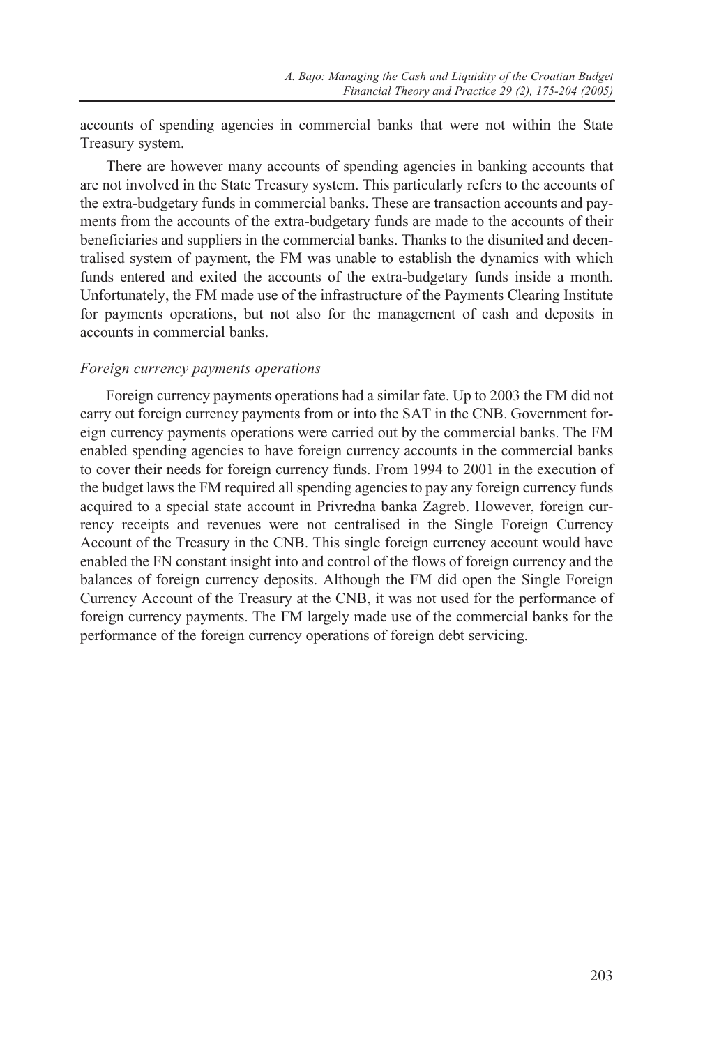accounts of spending agencies in commercial banks that were not within the State Treasury system.

There are however many accounts of spending agencies in banking accounts that are not involved in the State Treasury system. This particularly refers to the accounts of the extra-budgetary funds in commercial banks. These are transaction accounts and payments from the accounts of the extra-budgetary funds are made to the accounts of their beneficiaries and suppliers in the commercial banks. Thanks to the disunited and decentralised system of payment, the FM was unable to establish the dynamics with which funds entered and exited the accounts of the extra-budgetary funds inside a month. Unfortunately, the FM made use of the infrastructure of the Payments Clearing Institute for payments operations, but not also for the management of cash and deposits in accounts in commercial banks.

*Foreign currency payments operations*

Foreign currency payments operations had a similar fate. Up to 2003 the FM did not carry out foreign currency payments from or into the SAT in the CNB. Government foreign currency payments operations were carried out by the commercial banks. The FM enabled spending agencies to have foreign currency accounts in the commercial banks to cover their needs for foreign currency funds. From 1994 to 2001 in the execution of the budget laws the FM required all spending agencies to pay any foreign currency funds acquired to a special state account in Privredna banka Zagreb. However, foreign currency receipts and revenues were not centralised in the Single Foreign Currency Account of the Treasury in the CNB. This single foreign currency account would have enabled the FN constant insight into and control of the flows of foreign currency and the balances of foreign currency deposits. Although the FM did open the Single Foreign Currency Account of the Treasury at the CNB, it was not used for the performance of foreign currency payments. The FM largely made use of the commercial banks for the performance of the foreign currency operations of foreign debt servicing.